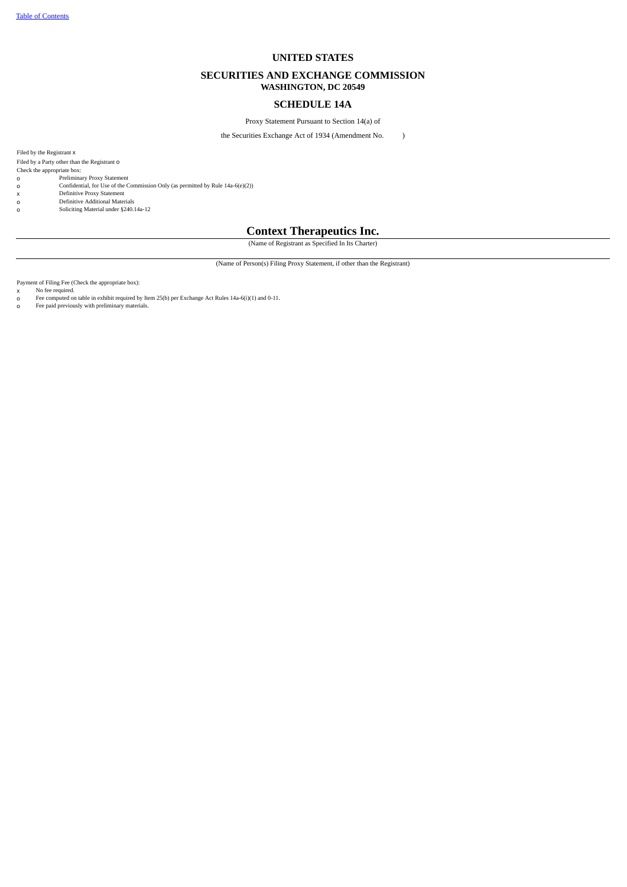[Table of Contents](#)

# UNITED STATES

## SECURITIES AND EXCHANGE COMMISSION
**WASHINGTON, DC 20549**

## SCHEDULE 14A

Proxy Statement Pursuant to Section 14(a) of

the Securities Exchange Act of 1934 (Amendment No. )

Filed by the Registrant x

Filed by a Party other than the Registrant o

Check the appropriate box:

o Preliminary Proxy Statement

o Confidential, for Use of the Commission Only (as permitted by Rule 14a-6(e)(2))

x Definitive Proxy Statement

o Definitive Additional Materials

o Soliciting Material under §240.14a-12

# Context Therapeutics Inc.

(Name of Registrant as Specified In Its Charter)

(Name of Person(s) Filing Proxy Statement, if other than the Registrant)

Payment of Filing Fee (Check the appropriate box):

x No fee required.

o Fee computed on table in exhibit required by Item 25(b) per Exchange Act Rules 14a-6(i)(1) and 0-11.

o Fee paid previously with preliminary materials.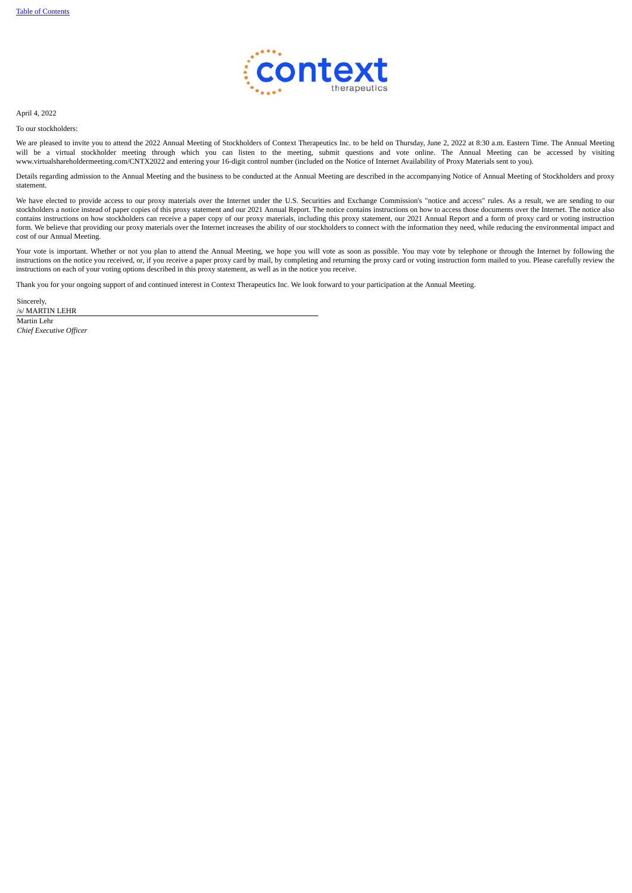April 4, 2022

To our stockholders:

We are pleased to invite you to attend the 2022 Annual Meeting of Stockholders of Context Therapeutics Inc. to be held on Thursday, June 2, 2022 at 8:30 a.m. Eastern Time. The Annual Meeting will be a virtual stockholder meeting through which you can listen to the meeting, submit questions and vote online. The Annual Meeting can be accessed by visiting www.virtualshareholdermeeting.com/CNTX2022 and entering your 16-digit control number (included on the Notice of Internet Availability of Proxy Materials sent to you).

Details regarding admission to the Annual Meeting and the business to be conducted at the Annual Meeting are described in the accompanying Notice of Annual Meeting of Stockholders and proxy statement.

We have elected to provide access to our proxy materials over the Internet under the U.S. Securities and Exchange Commission's "notice and access" rules. As a result, we are sending to our stockholders a notice instead of paper copies of this proxy statement and our 2021 Annual Report. The notice contains instructions on how to access those documents over the Internet. The notice also contains instructions on how stockholders can receive a paper copy of our proxy materials, including this proxy statement, our 2021 Annual Report and a form of proxy card or voting instruction form. We believe that providing our proxy materials over the Internet increases the ability of our stockholders to connect with the information they need, while reducing the environmental impact and cost of our Annual Meeting.

Your vote is important. Whether or not you plan to attend the Annual Meeting, we hope you will vote as soon as possible. You may vote by telephone or through the Internet by following the instructions on the notice you received, or, if you receive a paper proxy card by mail, by completing and returning the proxy card or voting instruction form mailed to you. Please carefully review the instructions on each of your voting options described in this proxy statement, as well as in the notice you receive.

Thank you for your ongoing support of and continued interest in Context Therapeutics Inc. We look forward to your participation at the Annual Meeting.

Sincerely,

/s/ MARTIN LEHR

Martin Lehr

*Chief Executive Officer*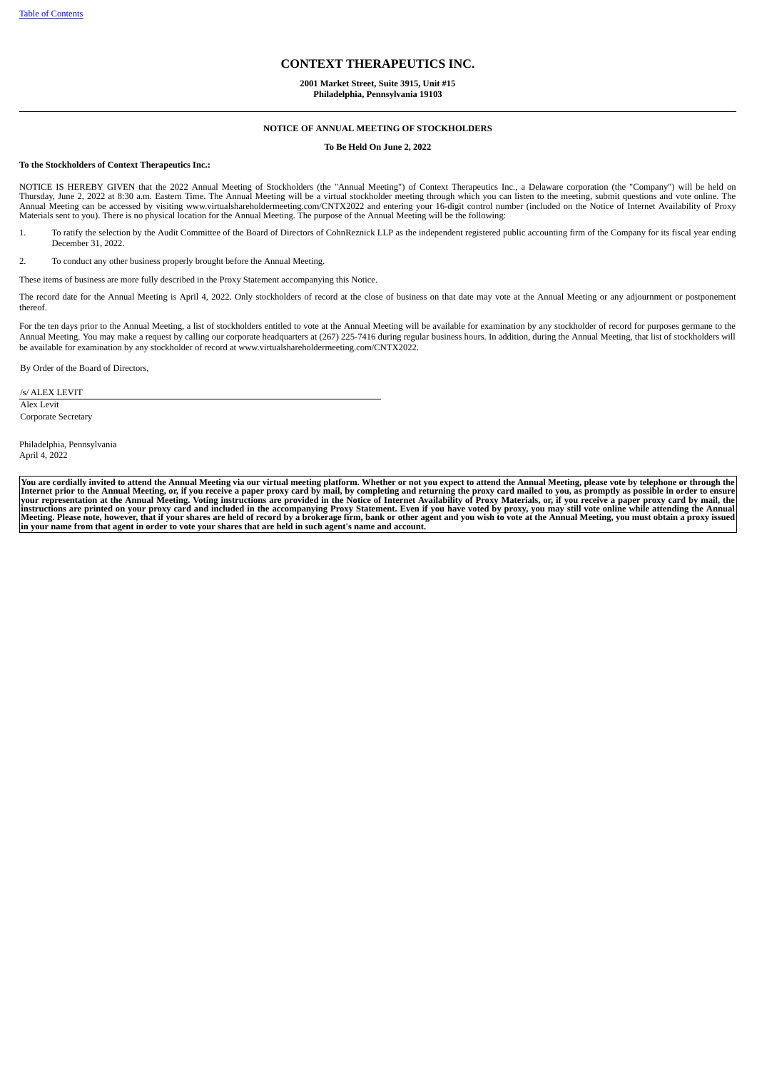# CONTEXT THERAPEUTICS INC.

**2001 Market Street, Suite 3915, Unit #15**
**Philadelphia, Pennsylvania 19103**

---

**NOTICE OF ANNUAL MEETING OF STOCKHOLDERS**

**To Be Held On June 2, 2022**

**To the Stockholders of Context Therapeutics Inc.:**

NOTICE IS HEREBY GIVEN that the 2022 Annual Meeting of Stockholders (the "Annual Meeting") of Context Therapeutics Inc., a Delaware corporation (the "Company") will be held on Thursday, June 2, 2022 at 8:30 a.m. Eastern Time. The Annual Meeting will be a virtual stockholder meeting through which you can listen to the meeting, submit questions and vote online. The Annual Meeting can be accessed by visiting www.virtualshareholdermeeting.com/CNTX2022 and entering your 16-digit control number (included on the Notice of Internet Availability of Proxy Materials sent to you). There is no physical location for the Annual Meeting. The purpose of the Annual Meeting will be the following:

1. To ratify the selection by the Audit Committee of the Board of Directors of CohnReznick LLP as the independent registered public accounting firm of the Company for its fiscal year ending December 31, 2022.
2. To conduct any other business properly brought before the Annual Meeting.

These items of business are more fully described in the Proxy Statement accompanying this Notice.

The record date for the Annual Meeting is April 4, 2022. Only stockholders of record at the close of business on that date may vote at the Annual Meeting or any adjournment or postponement thereof.

For the ten days prior to the Annual Meeting, a list of stockholders entitled to vote at the Annual Meeting will be available for examination by any stockholder of record for purposes germane to the Annual Meeting. You may make a request by calling our corporate headquarters at (267) 225-7416 during regular business hours. In addition, during the Annual Meeting, that list of stockholders will be available for examination by any stockholder of record at www.virtualshareholdermeeting.com/CNTX2022.

By Order of the Board of Directors,

/s/ ALEX LEVIT

Alex Levit
Corporate Secretary

Philadelphia, Pennsylvania
April 4, 2022

**You are cordially invited to attend the Annual Meeting via our virtual meeting platform. Whether or not you expect to attend the Annual Meeting, please vote by telephone or through the Internet prior to the Annual Meeting, or, if you receive a paper proxy card by mail, by completing and returning the proxy card mailed to you, as promptly as possible in order to ensure your representation at the Annual Meeting. Voting instructions are provided in the Notice of Internet Availability of Proxy Materials, or, if you receive a paper proxy card by mail, the instructions are printed on your proxy card and included in the accompanying Proxy Statement. Even if you have voted by proxy, you may still vote online while attending the Annual Meeting. Please note, however, that if your shares are held of record by a brokerage firm, bank or other agent and you wish to vote at the Annual Meeting, you must obtain a proxy issued in your name from that agent in order to vote your shares that are held in such agent's name and account.**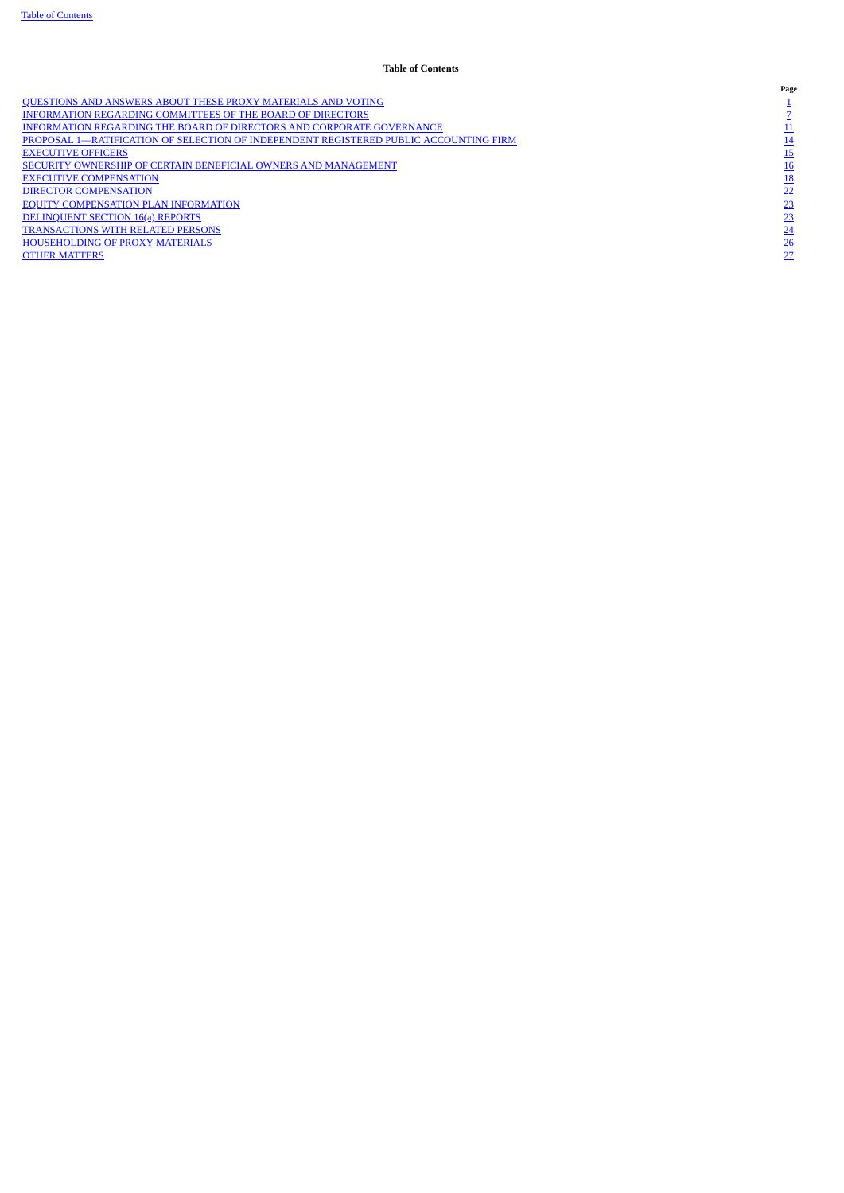**Table of Contents**

| | Page |
|---|---|
| QUESTIONS AND ANSWERS ABOUT THESE PROXY MATERIALS AND VOTING | 1 |
| INFORMATION REGARDING COMMITTEES OF THE BOARD OF DIRECTORS | 7 |
| INFORMATION REGARDING THE BOARD OF DIRECTORS AND CORPORATE GOVERNANCE | 11 |
| PROPOSAL 1—RATIFICATION OF SELECTION OF INDEPENDENT REGISTERED PUBLIC ACCOUNTING FIRM | 14 |
| EXECUTIVE OFFICERS | 15 |
| SECURITY OWNERSHIP OF CERTAIN BENEFICIAL OWNERS AND MANAGEMENT | 16 |
| EXECUTIVE COMPENSATION | 18 |
| DIRECTOR COMPENSATION | 22 |
| EQUITY COMPENSATION PLAN INFORMATION | 23 |
| DELINQUENT SECTION 16(a) REPORTS | 23 |
| TRANSACTIONS WITH RELATED PERSONS | 24 |
| HOUSEHOLDING OF PROXY MATERIALS | 26 |
| OTHER MATTERS | 27 |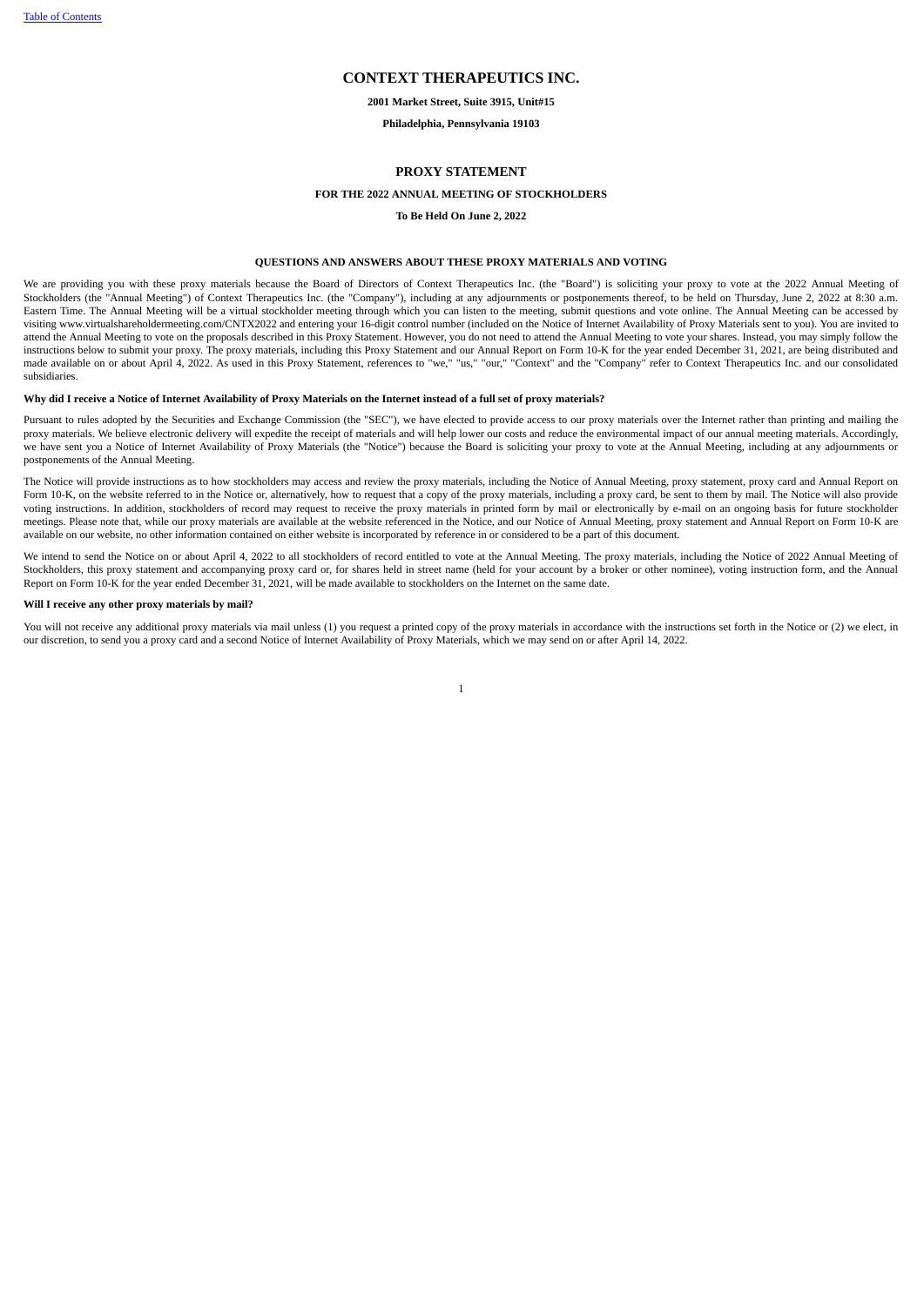# CONTEXT THERAPEUTICS INC.

**2001 Market Street, Suite 3915, Unit#15**

**Philadelphia, Pennsylvania 19103**

## PROXY STATEMENT

**FOR THE 2022 ANNUAL MEETING OF STOCKHOLDERS**

**To Be Held On June 2, 2022**

### QUESTIONS AND ANSWERS ABOUT THESE PROXY MATERIALS AND VOTING

We are providing you with these proxy materials because the Board of Directors of Context Therapeutics Inc. (the "Board") is soliciting your proxy to vote at the 2022 Annual Meeting of Stockholders (the "Annual Meeting") of Context Therapeutics Inc. (the "Company"), including at any adjournments or postponements thereof, to be held on Thursday, June 2, 2022 at 8:30 a.m. Eastern Time. The Annual Meeting will be a virtual stockholder meeting through which you can listen to the meeting, submit questions and vote online. The Annual Meeting can be accessed by visiting www.virtualshareholdermeeting.com/CNTX2022 and entering your 16-digit control number (included on the Notice of Internet Availability of Proxy Materials sent to you). You are invited to attend the Annual Meeting to vote on the proposals described in this Proxy Statement. However, you do not need to attend the Annual Meeting to vote your shares. Instead, you may simply follow the instructions below to submit your proxy. The proxy materials, including this Proxy Statement and our Annual Report on Form 10-K for the year ended December 31, 2021, are being distributed and made available on or about April 4, 2022. As used in this Proxy Statement, references to "we," "us," "our," "Context" and the "Company" refer to Context Therapeutics Inc. and our consolidated subsidiaries.

**Why did I receive a Notice of Internet Availability of Proxy Materials on the Internet instead of a full set of proxy materials?**

Pursuant to rules adopted by the Securities and Exchange Commission (the "SEC"), we have elected to provide access to our proxy materials over the Internet rather than printing and mailing the proxy materials. We believe electronic delivery will expedite the receipt of materials and will help lower our costs and reduce the environmental impact of our annual meeting materials. Accordingly, we have sent you a Notice of Internet Availability of Proxy Materials (the "Notice") because the Board is soliciting your proxy to vote at the Annual Meeting, including at any adjournments or postponements of the Annual Meeting.

The Notice will provide instructions as to how stockholders may access and review the proxy materials, including the Notice of Annual Meeting, proxy statement, proxy card and Annual Report on Form 10-K, on the website referred to in the Notice or, alternatively, how to request that a copy of the proxy materials, including a proxy card, be sent to them by mail. The Notice will also provide voting instructions. In addition, stockholders of record may request to receive the proxy materials in printed form by mail or electronically by e-mail on an ongoing basis for future stockholder meetings. Please note that, while our proxy materials are available at the website referenced in the Notice, and our Notice of Annual Meeting, proxy statement and Annual Report on Form 10-K are available on our website, no other information contained on either website is incorporated by reference in or considered to be a part of this document.

We intend to send the Notice on or about April 4, 2022 to all stockholders of record entitled to vote at the Annual Meeting. The proxy materials, including the Notice of 2022 Annual Meeting of Stockholders, this proxy statement and accompanying proxy card or, for shares held in street name (held for your account by a broker or other nominee), voting instruction form, and the Annual Report on Form 10-K for the year ended December 31, 2021, will be made available to stockholders on the Internet on the same date.

**Will I receive any other proxy materials by mail?**

You will not receive any additional proxy materials via mail unless (1) you request a printed copy of the proxy materials in accordance with the instructions set forth in the Notice or (2) we elect, in our discretion, to send you a proxy card and a second Notice of Internet Availability of Proxy Materials, which we may send on or after April 14, 2022.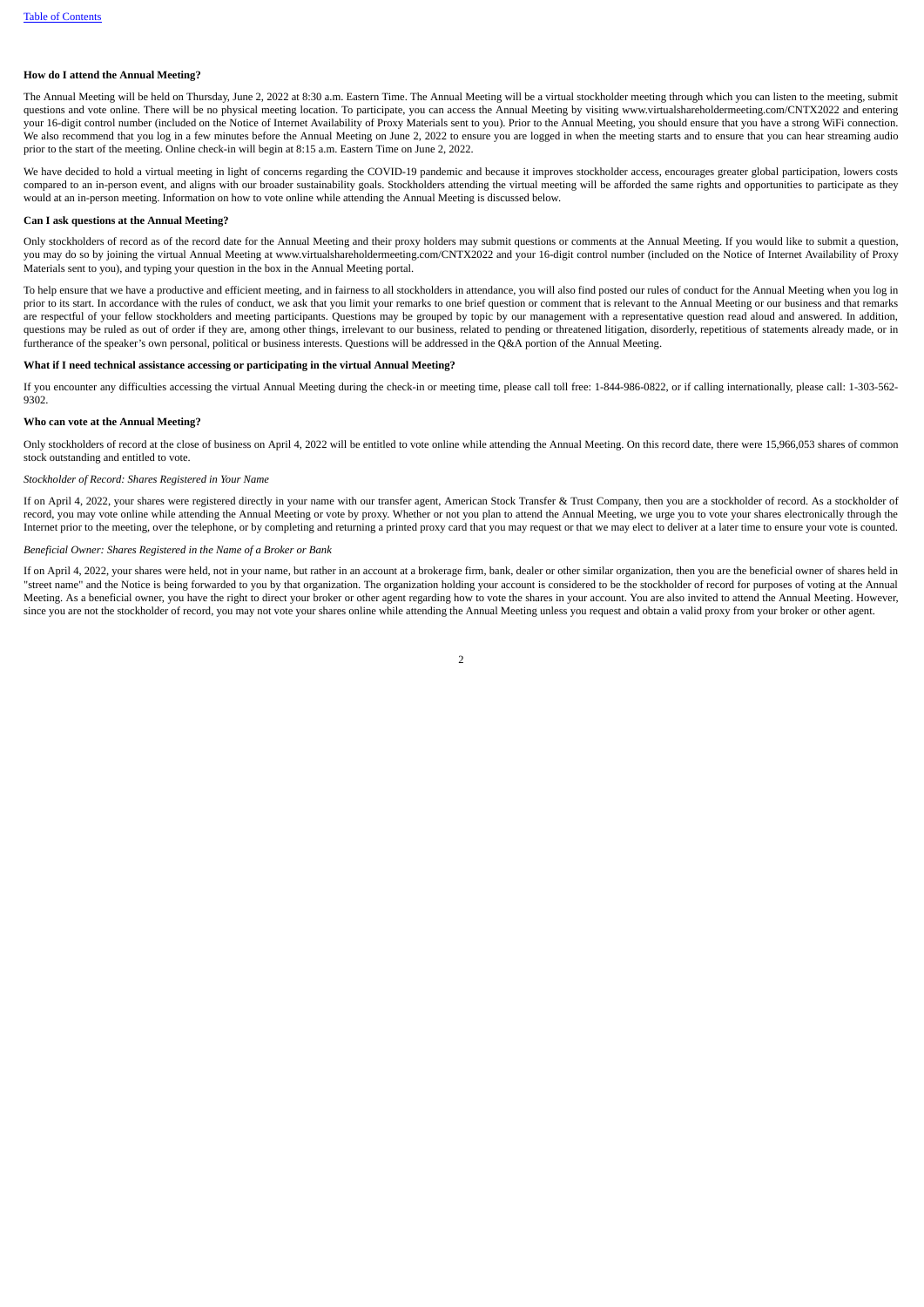**How do I attend the Annual Meeting?**

The Annual Meeting will be held on Thursday, June 2, 2022 at 8:30 a.m. Eastern Time. The Annual Meeting will be a virtual stockholder meeting through which you can listen to the meeting, submit questions and vote online. There will be no physical meeting location. To participate, you can access the Annual Meeting by visiting www.virtualshareholdermeeting.com/CNTX2022 and entering your 16-digit control number (included on the Notice of Internet Availability of Proxy Materials sent to you). Prior to the Annual Meeting, you should ensure that you have a strong WiFi connection. We also recommend that you log in a few minutes before the Annual Meeting on June 2, 2022 to ensure you are logged in when the meeting starts and to ensure that you can hear streaming audio prior to the start of the meeting. Online check-in will begin at 8:15 a.m. Eastern Time on June 2, 2022.

We have decided to hold a virtual meeting in light of concerns regarding the COVID-19 pandemic and because it improves stockholder access, encourages greater global participation, lowers costs compared to an in-person event, and aligns with our broader sustainability goals. Stockholders attending the virtual meeting will be afforded the same rights and opportunities to participate as they would at an in-person meeting. Information on how to vote online while attending the Annual Meeting is discussed below.

**Can I ask questions at the Annual Meeting?**

Only stockholders of record as of the record date for the Annual Meeting and their proxy holders may submit questions or comments at the Annual Meeting. If you would like to submit a question, you may do so by joining the virtual Annual Meeting at www.virtualshareholdermeeting.com/CNTX2022 and your 16-digit control number (included on the Notice of Internet Availability of Proxy Materials sent to you), and typing your question in the box in the Annual Meeting portal.

To help ensure that we have a productive and efficient meeting, and in fairness to all stockholders in attendance, you will also find posted our rules of conduct for the Annual Meeting when you log in prior to its start. In accordance with the rules of conduct, we ask that you limit your remarks to one brief question or comment that is relevant to the Annual Meeting or our business and that remarks are respectful of your fellow stockholders and meeting participants. Questions may be grouped by topic by our management with a representative question read aloud and answered. In addition, questions may be ruled as out of order if they are, among other things, irrelevant to our business, related to pending or threatened litigation, disorderly, repetitious of statements already made, or in furtherance of the speaker's own personal, political or business interests. Questions will be addressed in the Q&A portion of the Annual Meeting.

**What if I need technical assistance accessing or participating in the virtual Annual Meeting?**

If you encounter any difficulties accessing the virtual Annual Meeting during the check-in or meeting time, please call toll free: 1-844-986-0822, or if calling internationally, please call: 1-303-562-9302.

**Who can vote at the Annual Meeting?**

Only stockholders of record at the close of business on April 4, 2022 will be entitled to vote online while attending the Annual Meeting. On this record date, there were 15,966,053 shares of common stock outstanding and entitled to vote.

*Stockholder of Record: Shares Registered in Your Name*

If on April 4, 2022, your shares were registered directly in your name with our transfer agent, American Stock Transfer & Trust Company, then you are a stockholder of record. As a stockholder of record, you may vote online while attending the Annual Meeting or vote by proxy. Whether or not you plan to attend the Annual Meeting, we urge you to vote your shares electronically through the Internet prior to the meeting, over the telephone, or by completing and returning a printed proxy card that you may request or that we may elect to deliver at a later time to ensure your vote is counted.

*Beneficial Owner: Shares Registered in the Name of a Broker or Bank*

If on April 4, 2022, your shares were held, not in your name, but rather in an account at a brokerage firm, bank, dealer or other similar organization, then you are the beneficial owner of shares held in "street name" and the Notice is being forwarded to you by that organization. The organization holding your account is considered to be the stockholder of record for purposes of voting at the Annual Meeting. As a beneficial owner, you have the right to direct your broker or other agent regarding how to vote the shares in your account. You are also invited to attend the Annual Meeting. However, since you are not the stockholder of record, you may not vote your shares online while attending the Annual Meeting unless you request and obtain a valid proxy from your broker or other agent.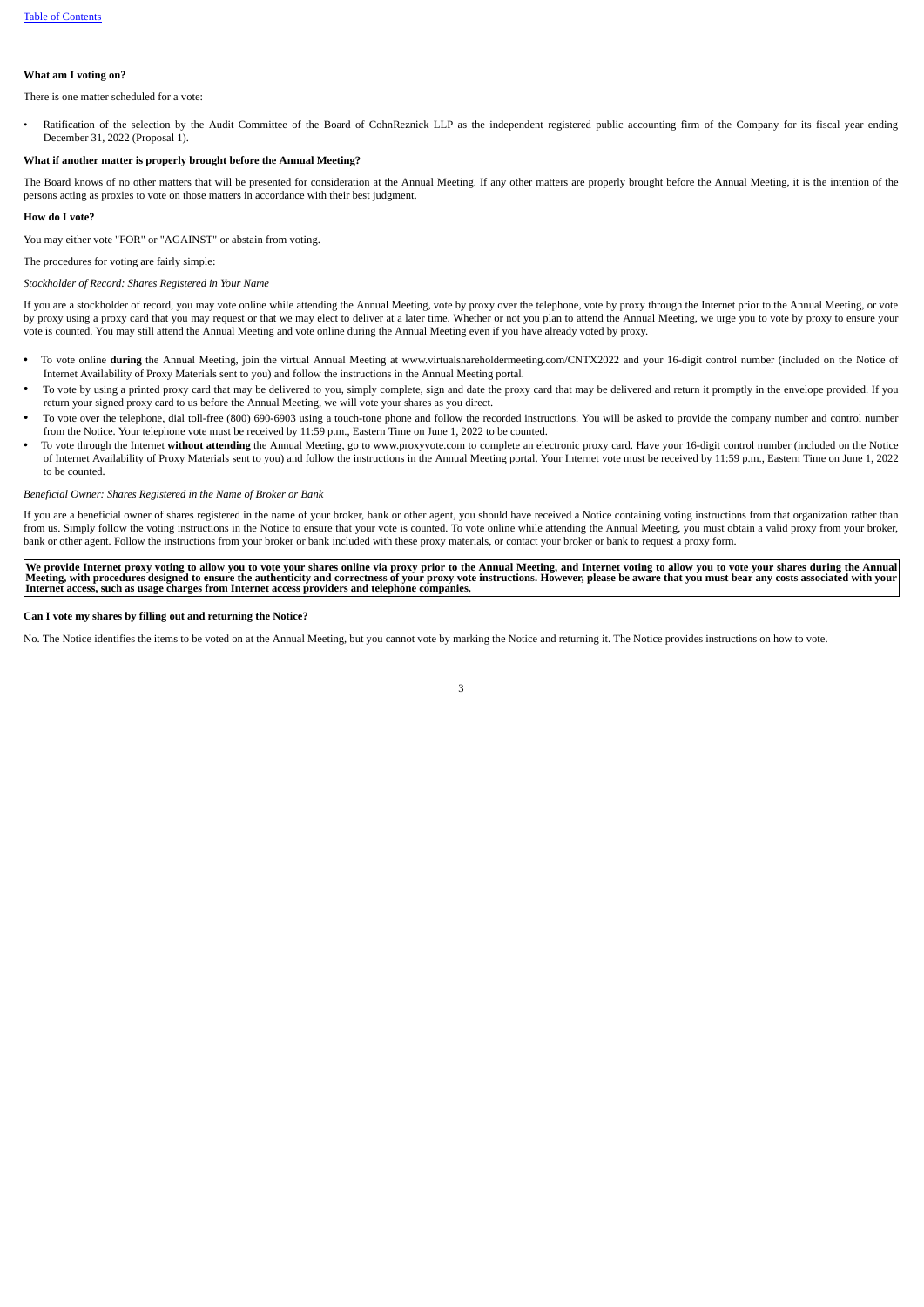**What am I voting on?**

There is one matter scheduled for a vote:

- Ratification of the selection by the Audit Committee of the Board of CohnReznick LLP as the independent registered public accounting firm of the Company for its fiscal year ending December 31, 2022 (Proposal 1).

**What if another matter is properly brought before the Annual Meeting?**

The Board knows of no other matters that will be presented for consideration at the Annual Meeting. If any other matters are properly brought before the Annual Meeting, it is the intention of the persons acting as proxies to vote on those matters in accordance with their best judgment.

**How do I vote?**

You may either vote "FOR" or "AGAINST" or abstain from voting.

The procedures for voting are fairly simple:

*Stockholder of Record: Shares Registered in Your Name*

If you are a stockholder of record, you may vote online while attending the Annual Meeting, vote by proxy over the telephone, vote by proxy through the Internet prior to the Annual Meeting, or vote by proxy using a proxy card that you may request or that we may elect to deliver at a later time. Whether or not you plan to attend the Annual Meeting, we urge you to vote by proxy to ensure your vote is counted. You may still attend the Annual Meeting and vote online during the Annual Meeting even if you have already voted by proxy.

- To vote online **during** the Annual Meeting, join the virtual Annual Meeting at www.virtualshareholdermeeting.com/CNTX2022 and your 16-digit control number (included on the Notice of Internet Availability of Proxy Materials sent to you) and follow the instructions in the Annual Meeting portal.
- To vote by using a printed proxy card that may be delivered to you, simply complete, sign and date the proxy card that may be delivered and return it promptly in the envelope provided. If you return your signed proxy card to us before the Annual Meeting, we will vote your shares as you direct.
- To vote over the telephone, dial toll-free (800) 690-6903 using a touch-tone phone and follow the recorded instructions. You will be asked to provide the company number and control number from the Notice. Your telephone vote must be received by 11:59 p.m., Eastern Time on June 1, 2022 to be counted.
- To vote through the Internet **without attending** the Annual Meeting, go to www.proxyvote.com to complete an electronic proxy card. Have your 16-digit control number (included on the Notice of Internet Availability of Proxy Materials sent to you) and follow the instructions in the Annual Meeting portal. Your Internet vote must be received by 11:59 p.m., Eastern Time on June 1, 2022 to be counted.

*Beneficial Owner: Shares Registered in the Name of Broker or Bank*

If you are a beneficial owner of shares registered in the name of your broker, bank or other agent, you should have received a Notice containing voting instructions from that organization rather than from us. Simply follow the voting instructions in the Notice to ensure that your vote is counted. To vote online while attending the Annual Meeting, you must obtain a valid proxy from your broker, bank or other agent. Follow the instructions from your broker or bank included with these proxy materials, or contact your broker or bank to request a proxy form.

**We provide Internet proxy voting to allow you to vote your shares online via proxy prior to the Annual Meeting, and Internet voting to allow you to vote your shares during the Annual Meeting, with procedures designed to ensure the authenticity and correctness of your proxy vote instructions. However, please be aware that you must bear any costs associated with your Internet access, such as usage charges from Internet access providers and telephone companies.**

**Can I vote my shares by filling out and returning the Notice?**

No. The Notice identifies the items to be voted on at the Annual Meeting, but you cannot vote by marking the Notice and returning it. The Notice provides instructions on how to vote.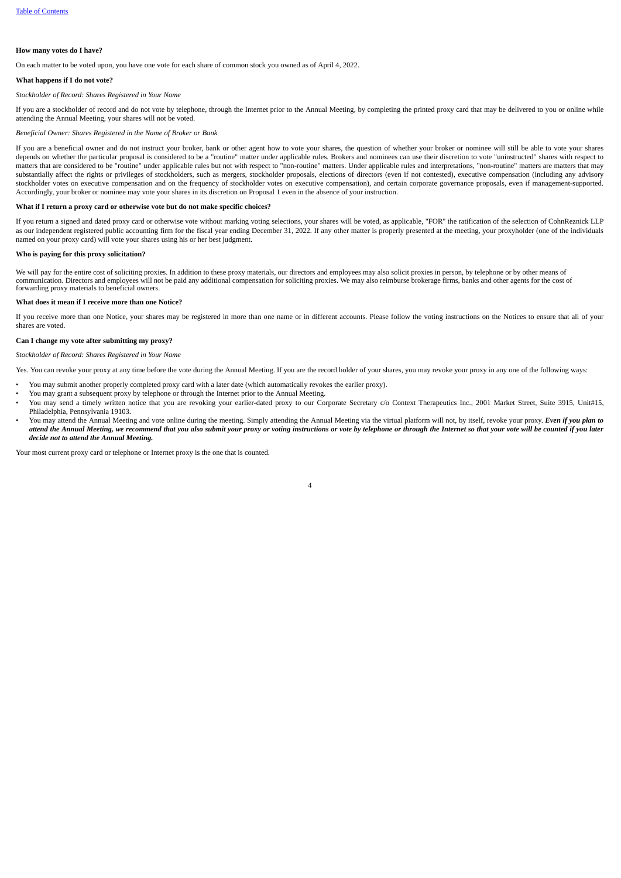**How many votes do I have?**

On each matter to be voted upon, you have one vote for each share of common stock you owned as of April 4, 2022.

**What happens if I do not vote?**

*Stockholder of Record: Shares Registered in Your Name*

If you are a stockholder of record and do not vote by telephone, through the Internet prior to the Annual Meeting, by completing the printed proxy card that may be delivered to you or online while attending the Annual Meeting, your shares will not be voted.

*Beneficial Owner: Shares Registered in the Name of Broker or Bank*

If you are a beneficial owner and do not instruct your broker, bank or other agent how to vote your shares, the question of whether your broker or nominee will still be able to vote your shares depends on whether the particular proposal is considered to be a "routine" matter under applicable rules. Brokers and nominees can use their discretion to vote "uninstructed" shares with respect to matters that are considered to be "routine" under applicable rules but not with respect to "non-routine" matters. Under applicable rules and interpretations, "non-routine" matters are matters that may substantially affect the rights or privileges of stockholders, such as mergers, stockholder proposals, elections of directors (even if not contested), executive compensation (including any advisory stockholder votes on executive compensation and on the frequency of stockholder votes on executive compensation), and certain corporate governance proposals, even if management-supported. Accordingly, your broker or nominee may vote your shares in its discretion on Proposal 1 even in the absence of your instruction.

**What if I return a proxy card or otherwise vote but do not make specific choices?**

If you return a signed and dated proxy card or otherwise vote without marking voting selections, your shares will be voted, as applicable, "FOR" the ratification of the selection of CohnReznick LLP as our independent registered public accounting firm for the fiscal year ending December 31, 2022. If any other matter is properly presented at the meeting, your proxyholder (one of the individuals named on your proxy card) will vote your shares using his or her best judgment.

**Who is paying for this proxy solicitation?**

We will pay for the entire cost of soliciting proxies. In addition to these proxy materials, our directors and employees may also solicit proxies in person, by telephone or by other means of communication. Directors and employees will not be paid any additional compensation for soliciting proxies. We may also reimburse brokerage firms, banks and other agents for the cost of forwarding proxy materials to beneficial owners.

**What does it mean if I receive more than one Notice?**

If you receive more than one Notice, your shares may be registered in more than one name or in different accounts. Please follow the voting instructions on the Notices to ensure that all of your shares are voted.

**Can I change my vote after submitting my proxy?**

*Stockholder of Record: Shares Registered in Your Name*

Yes. You can revoke your proxy at any time before the vote during the Annual Meeting. If you are the record holder of your shares, you may revoke your proxy in any one of the following ways:

- You may submit another properly completed proxy card with a later date (which automatically revokes the earlier proxy).
- You may grant a subsequent proxy by telephone or through the Internet prior to the Annual Meeting.
- You may send a timely written notice that you are revoking your earlier-dated proxy to our Corporate Secretary c/o Context Therapeutics Inc., 2001 Market Street, Suite 3915, Unit#15, Philadelphia, Pennsylvania 19103.
- You may attend the Annual Meeting and vote online during the meeting. Simply attending the Annual Meeting via the virtual platform will not, by itself, revoke your proxy. ***Even if you plan to attend the Annual Meeting, we recommend that you also submit your proxy or voting instructions or vote by telephone or through the Internet so that your vote will be counted if you later decide not to attend the Annual Meeting.***

Your most current proxy card or telephone or Internet proxy is the one that is counted.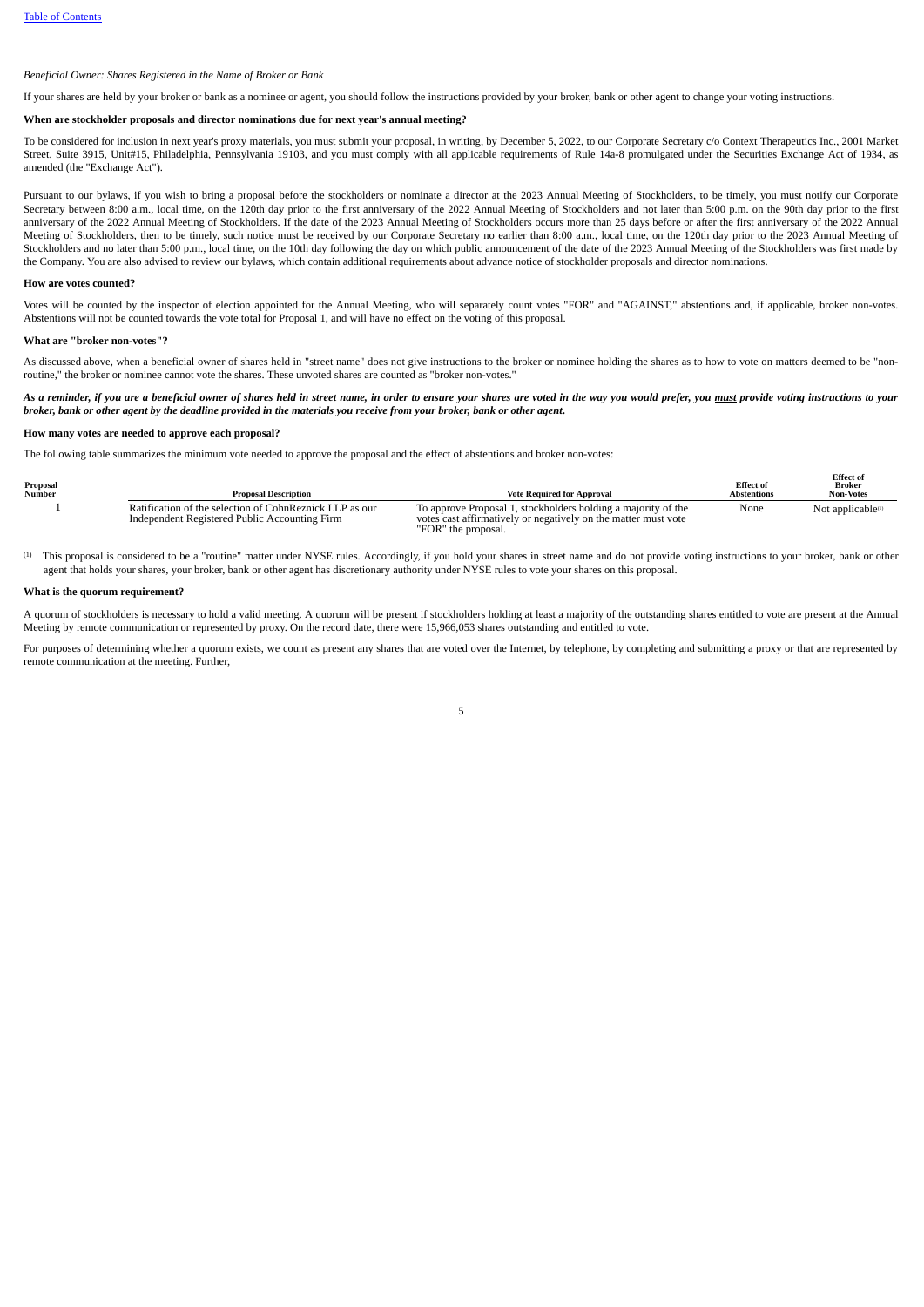*Beneficial Owner: Shares Registered in the Name of Broker or Bank*

If your shares are held by your broker or bank as a nominee or agent, you should follow the instructions provided by your broker, bank or other agent to change your voting instructions.

**When are stockholder proposals and director nominations due for next year's annual meeting?**

To be considered for inclusion in next year's proxy materials, you must submit your proposal, in writing, by December 5, 2022, to our Corporate Secretary c/o Context Therapeutics Inc., 2001 Market Street, Suite 3915, Unit#15, Philadelphia, Pennsylvania 19103, and you must comply with all applicable requirements of Rule 14a-8 promulgated under the Securities Exchange Act of 1934, as amended (the "Exchange Act").

Pursuant to our bylaws, if you wish to bring a proposal before the stockholders or nominate a director at the 2023 Annual Meeting of Stockholders, to be timely, you must notify our Corporate Secretary between 8:00 a.m., local time, on the 120th day prior to the first anniversary of the 2022 Annual Meeting of Stockholders and not later than 5:00 p.m. on the 90th day prior to the first anniversary of the 2022 Annual Meeting of Stockholders. If the date of the 2023 Annual Meeting of Stockholders occurs more than 25 days before or after the first anniversary of the 2022 Annual Meeting of Stockholders, then to be timely, such notice must be received by our Corporate Secretary no earlier than 8:00 a.m., local time, on the 120th day prior to the 2023 Annual Meeting of Stockholders and no later than 5:00 p.m., local time, on the 10th day following the day on which public announcement of the date of the 2023 Annual Meeting of the Stockholders was first made by the Company. You are also advised to review our bylaws, which contain additional requirements about advance notice of stockholder proposals and director nominations.

**How are votes counted?**

Votes will be counted by the inspector of election appointed for the Annual Meeting, who will separately count votes "FOR" and "AGAINST," abstentions and, if applicable, broker non-votes. Abstentions will not be counted towards the vote total for Proposal 1, and will have no effect on the voting of this proposal.

**What are "broker non-votes"?**

As discussed above, when a beneficial owner of shares held in "street name" does not give instructions to the broker or nominee holding the shares as to how to vote on matters deemed to be "non-routine," the broker or nominee cannot vote the shares. These unvoted shares are counted as "broker non-votes."

***As a reminder, if you are a beneficial owner of shares held in street name, in order to ensure your shares are voted in the way you would prefer, you must provide voting instructions to your broker, bank or other agent by the deadline provided in the materials you receive from your broker, bank or other agent.***

**How many votes are needed to approve each proposal?**

The following table summarizes the minimum vote needed to approve the proposal and the effect of abstentions and broker non-votes:

| Proposal Number | Proposal Description | Vote Required for Approval | Effect of Abstentions | Effect of Broker Non-Votes |
|---|---|---|---|---|
| 1 | Ratification of the selection of CohnReznick LLP as our Independent Registered Public Accounting Firm | To approve Proposal 1, stockholders holding a majority of the votes cast affirmatively or negatively on the matter must vote "FOR" the proposal. | None | Not applicable[1] |

(1) This proposal is considered to be a "routine" matter under NYSE rules. Accordingly, if you hold your shares in street name and do not provide voting instructions to your broker, bank or other agent that holds your shares, your broker, bank or other agent has discretionary authority under NYSE rules to vote your shares on this proposal.

**What is the quorum requirement?**

A quorum of stockholders is necessary to hold a valid meeting. A quorum will be present if stockholders holding at least a majority of the outstanding shares entitled to vote are present at the Annual Meeting by remote communication or represented by proxy. On the record date, there were 15,966,053 shares outstanding and entitled to vote.

For purposes of determining whether a quorum exists, we count as present any shares that are voted over the Internet, by telephone, by completing and submitting a proxy or that are represented by remote communication at the meeting. Further,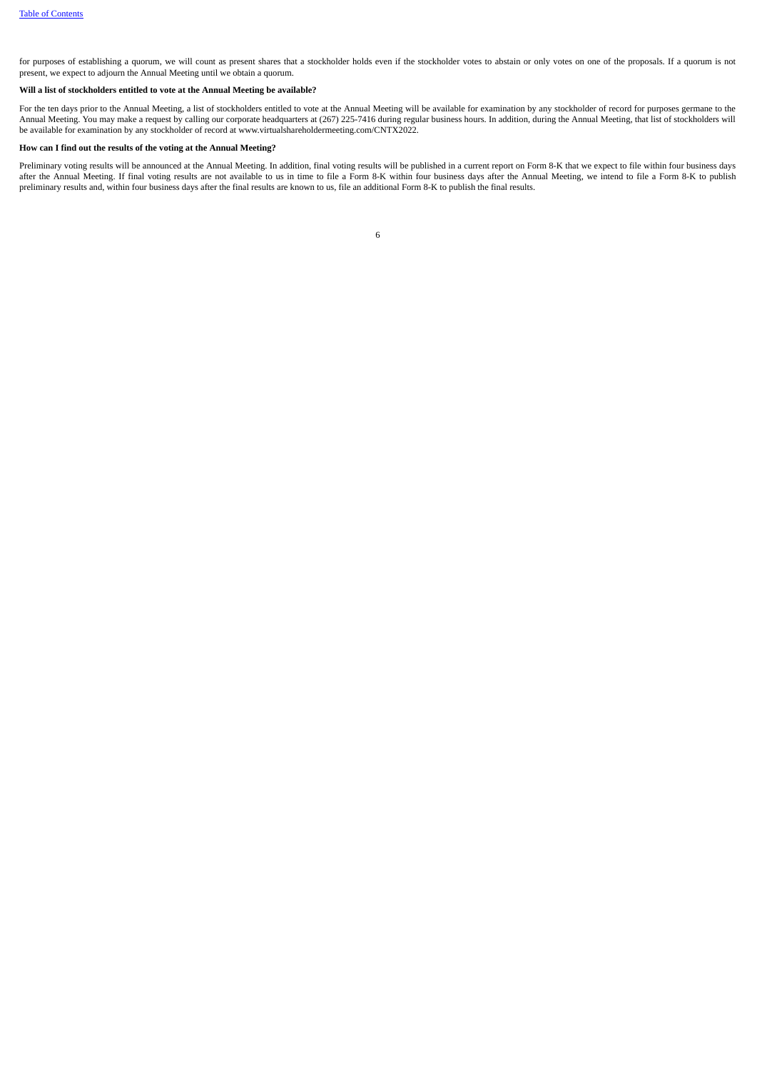for purposes of establishing a quorum, we will count as present shares that a stockholder holds even if the stockholder votes to abstain or only votes on one of the proposals. If a quorum is not present, we expect to adjourn the Annual Meeting until we obtain a quorum.

**Will a list of stockholders entitled to vote at the Annual Meeting be available?**

For the ten days prior to the Annual Meeting, a list of stockholders entitled to vote at the Annual Meeting will be available for examination by any stockholder of record for purposes germane to the Annual Meeting. You may make a request by calling our corporate headquarters at (267) 225-7416 during regular business hours. In addition, during the Annual Meeting, that list of stockholders will be available for examination by any stockholder of record at www.virtualshareholdermeeting.com/CNTX2022.

**How can I find out the results of the voting at the Annual Meeting?**

Preliminary voting results will be announced at the Annual Meeting. In addition, final voting results will be published in a current report on Form 8-K that we expect to file within four business days after the Annual Meeting. If final voting results are not available to us in time to file a Form 8-K within four business days after the Annual Meeting, we intend to file a Form 8-K to publish preliminary results and, within four business days after the final results are known to us, file an additional Form 8-K to publish the final results.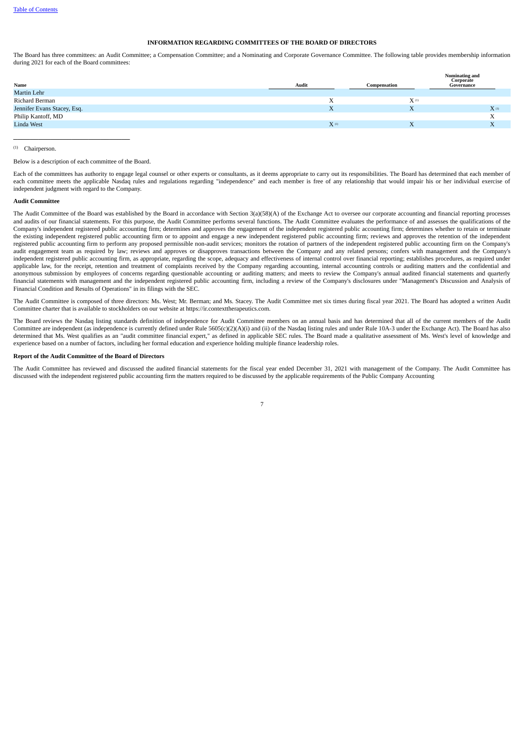**INFORMATION REGARDING COMMITTEES OF THE BOARD OF DIRECTORS**

The Board has three committees: an Audit Committee; a Compensation Committee; and a Nominating and Corporate Governance Committee. The following table provides membership information during 2021 for each of the Board committees:

| Name | Audit | Compensation | Nominating and Corporate Governance |
|---|---|---|---|
| Martin Lehr | | | |
| Richard Berman | X | X (1) | |
| Jennifer Evans Stacey, Esq. | X | X | X (1) |
| Philip Kantoff, MD | | | X |
| Linda West | X (1) | X | X |

(1) Chairperson.

Below is a description of each committee of the Board.

Each of the committees has authority to engage legal counsel or other experts or consultants, as it deems appropriate to carry out its responsibilities. The Board has determined that each member of each committee meets the applicable Nasdaq rules and regulations regarding "independence" and each member is free of any relationship that would impair his or her individual exercise of independent judgment with regard to the Company.

**Audit Committee**

The Audit Committee of the Board was established by the Board in accordance with Section 3(a)(58)(A) of the Exchange Act to oversee our corporate accounting and financial reporting processes and audits of our financial statements. For this purpose, the Audit Committee performs several functions. The Audit Committee evaluates the performance of and assesses the qualifications of the Company's independent registered public accounting firm; determines and approves the engagement of the independent registered public accounting firm; determines whether to retain or terminate the existing independent registered public accounting firm or to appoint and engage a new independent registered public accounting firm; reviews and approves the retention of the independent registered public accounting firm to perform any proposed permissible non-audit services; monitors the rotation of partners of the independent registered public accounting firm on the Company's audit engagement team as required by law; reviews and approves or disapproves transactions between the Company and any related persons; confers with management and the Company's independent registered public accounting firm, as appropriate, regarding the scope, adequacy and effectiveness of internal control over financial reporting; establishes procedures, as required under applicable law, for the receipt, retention and treatment of complaints received by the Company regarding accounting, internal accounting controls or auditing matters and the confidential and anonymous submission by employees of concerns regarding questionable accounting or auditing matters; and meets to review the Company's annual audited financial statements and quarterly financial statements with management and the independent registered public accounting firm, including a review of the Company's disclosures under "Management's Discussion and Analysis of Financial Condition and Results of Operations" in its filings with the SEC.

The Audit Committee is composed of three directors: Ms. West; Mr. Berman; and Ms. Stacey. The Audit Committee met six times during fiscal year 2021. The Board has adopted a written Audit Committee charter that is available to stockholders on our website at https://ir.contexttherapeutics.com.

The Board reviews the Nasdaq listing standards definition of independence for Audit Committee members on an annual basis and has determined that all of the current members of the Audit Committee are independent (as independence is currently defined under Rule 5605(c)(2)(A)(i) and (ii) of the Nasdaq listing rules and under Rule 10A-3 under the Exchange Act). The Board has also determined that Ms. West qualifies as an "audit committee financial expert," as defined in applicable SEC rules. The Board made a qualitative assessment of Ms. West's level of knowledge and experience based on a number of factors, including her formal education and experience holding multiple finance leadership roles.

**Report of the Audit Committee of the Board of Directors**

The Audit Committee has reviewed and discussed the audited financial statements for the fiscal year ended December 31, 2021 with management of the Company. The Audit Committee has discussed with the independent registered public accounting firm the matters required to be discussed by the applicable requirements of the Public Company Accounting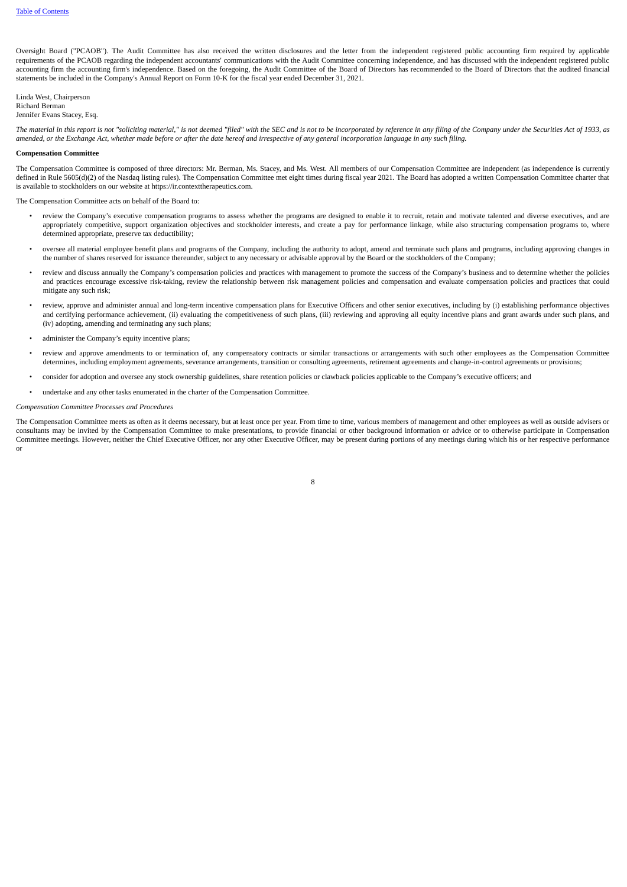Oversight Board ("PCAOB"). The Audit Committee has also received the written disclosures and the letter from the independent registered public accounting firm required by applicable requirements of the PCAOB regarding the independent accountants' communications with the Audit Committee concerning independence, and has discussed with the independent registered public accounting firm the accounting firm's independence. Based on the foregoing, the Audit Committee of the Board of Directors has recommended to the Board of Directors that the audited financial statements be included in the Company's Annual Report on Form 10-K for the fiscal year ended December 31, 2021.

Linda West, Chairperson
Richard Berman
Jennifer Evans Stacey, Esq.

*The material in this report is not "soliciting material," is not deemed "filed" with the SEC and is not to be incorporated by reference in any filing of the Company under the Securities Act of 1933, as amended, or the Exchange Act, whether made before or after the date hereof and irrespective of any general incorporation language in any such filing.*

**Compensation Committee**

The Compensation Committee is composed of three directors: Mr. Berman, Ms. Stacey, and Ms. West. All members of our Compensation Committee are independent (as independence is currently defined in Rule 5605(d)(2) of the Nasdaq listing rules). The Compensation Committee met eight times during fiscal year 2021. The Board has adopted a written Compensation Committee charter that is available to stockholders on our website at https://ir.contexttherapeutics.com.

The Compensation Committee acts on behalf of the Board to:

- review the Company's executive compensation programs to assess whether the programs are designed to enable it to recruit, retain and motivate talented and diverse executives, and are appropriately competitive, support organization objectives and stockholder interests, and create a pay for performance linkage, while also structuring compensation programs to, where determined appropriate, preserve tax deductibility;
- oversee all material employee benefit plans and programs of the Company, including the authority to adopt, amend and terminate such plans and programs, including approving changes in the number of shares reserved for issuance thereunder, subject to any necessary or advisable approval by the Board or the stockholders of the Company;
- review and discuss annually the Company's compensation policies and practices with management to promote the success of the Company's business and to determine whether the policies and practices encourage excessive risk-taking, review the relationship between risk management policies and compensation and evaluate compensation policies and practices that could mitigate any such risk;
- review, approve and administer annual and long-term incentive compensation plans for Executive Officers and other senior executives, including by (i) establishing performance objectives and certifying performance achievement, (ii) evaluating the competitiveness of such plans, (iii) reviewing and approving all equity incentive plans and grant awards under such plans, and (iv) adopting, amending and terminating any such plans;
- administer the Company's equity incentive plans;
- review and approve amendments to or termination of, any compensatory contracts or similar transactions or arrangements with such other employees as the Compensation Committee determines, including employment agreements, severance arrangements, transition or consulting agreements, retirement agreements and change-in-control agreements or provisions;
- consider for adoption and oversee any stock ownership guidelines, share retention policies or clawback policies applicable to the Company's executive officers; and
- undertake and any other tasks enumerated in the charter of the Compensation Committee.

*Compensation Committee Processes and Procedures*

The Compensation Committee meets as often as it deems necessary, but at least once per year. From time to time, various members of management and other employees as well as outside advisers or consultants may be invited by the Compensation Committee to make presentations, to provide financial or other background information or advice or to otherwise participate in Compensation Committee meetings. However, neither the Chief Executive Officer, nor any other Executive Officer, may be present during portions of any meetings during which his or her respective performance or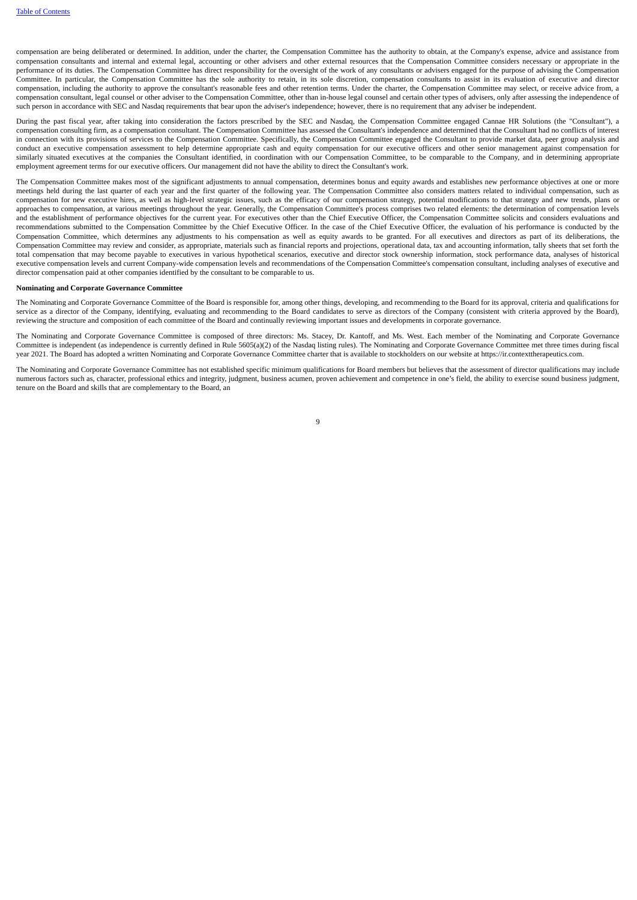compensation are being deliberated or determined. In addition, under the charter, the Compensation Committee has the authority to obtain, at the Company's expense, advice and assistance from compensation consultants and internal and external legal, accounting or other advisers and other external resources that the Compensation Committee considers necessary or appropriate in the performance of its duties. The Compensation Committee has direct responsibility for the oversight of the work of any consultants or advisers engaged for the purpose of advising the Compensation Committee. In particular, the Compensation Committee has the sole authority to retain, in its sole discretion, compensation consultants to assist in its evaluation of executive and director compensation, including the authority to approve the consultant's reasonable fees and other retention terms. Under the charter, the Compensation Committee may select, or receive advice from, a compensation consultant, legal counsel or other adviser to the Compensation Committee, other than in-house legal counsel and certain other types of advisers, only after assessing the independence of such person in accordance with SEC and Nasdaq requirements that bear upon the adviser's independence; however, there is no requirement that any adviser be independent.

During the past fiscal year, after taking into consideration the factors prescribed by the SEC and Nasdaq, the Compensation Committee engaged Cannae HR Solutions (the "Consultant"), a compensation consulting firm, as a compensation consultant. The Compensation Committee has assessed the Consultant's independence and determined that the Consultant had no conflicts of interest in connection with its provisions of services to the Compensation Committee. Specifically, the Compensation Committee engaged the Consultant to provide market data, peer group analysis and conduct an executive compensation assessment to help determine appropriate cash and equity compensation for our executive officers and other senior management against compensation for similarly situated executives at the companies the Consultant identified, in coordination with our Compensation Committee, to be comparable to the Company, and in determining appropriate employment agreement terms for our executive officers. Our management did not have the ability to direct the Consultant's work.

The Compensation Committee makes most of the significant adjustments to annual compensation, determines bonus and equity awards and establishes new performance objectives at one or more meetings held during the last quarter of each year and the first quarter of the following year. The Compensation Committee also considers matters related to individual compensation, such as compensation for new executive hires, as well as high-level strategic issues, such as the efficacy of our compensation strategy, potential modifications to that strategy and new trends, plans or approaches to compensation, at various meetings throughout the year. Generally, the Compensation Committee's process comprises two related elements: the determination of compensation levels and the establishment of performance objectives for the current year. For executives other than the Chief Executive Officer, the Compensation Committee solicits and considers evaluations and recommendations submitted to the Compensation Committee by the Chief Executive Officer. In the case of the Chief Executive Officer, the evaluation of his performance is conducted by the Compensation Committee, which determines any adjustments to his compensation as well as equity awards to be granted. For all executives and directors as part of its deliberations, the Compensation Committee may review and consider, as appropriate, materials such as financial reports and projections, operational data, tax and accounting information, tally sheets that set forth the total compensation that may become payable to executives in various hypothetical scenarios, executive and director stock ownership information, stock performance data, analyses of historical executive compensation levels and current Company-wide compensation levels and recommendations of the Compensation Committee's compensation consultant, including analyses of executive and director compensation paid at other companies identified by the consultant to be comparable to us.

**Nominating and Corporate Governance Committee**

The Nominating and Corporate Governance Committee of the Board is responsible for, among other things, developing, and recommending to the Board for its approval, criteria and qualifications for service as a director of the Company, identifying, evaluating and recommending to the Board candidates to serve as directors of the Company (consistent with criteria approved by the Board), reviewing the structure and composition of each committee of the Board and continually reviewing important issues and developments in corporate governance.

The Nominating and Corporate Governance Committee is composed of three directors: Ms. Stacey, Dr. Kantoff, and Ms. West. Each member of the Nominating and Corporate Governance Committee is independent (as independence is currently defined in Rule 5605(a)(2) of the Nasdaq listing rules). The Nominating and Corporate Governance Committee met three times during fiscal year 2021. The Board has adopted a written Nominating and Corporate Governance Committee charter that is available to stockholders on our website at https://ir.contexttherapeutics.com.

The Nominating and Corporate Governance Committee has not established specific minimum qualifications for Board members but believes that the assessment of director qualifications may include numerous factors such as, character, professional ethics and integrity, judgment, business acumen, proven achievement and competence in one's field, the ability to exercise sound business judgment, tenure on the Board and skills that are complementary to the Board, an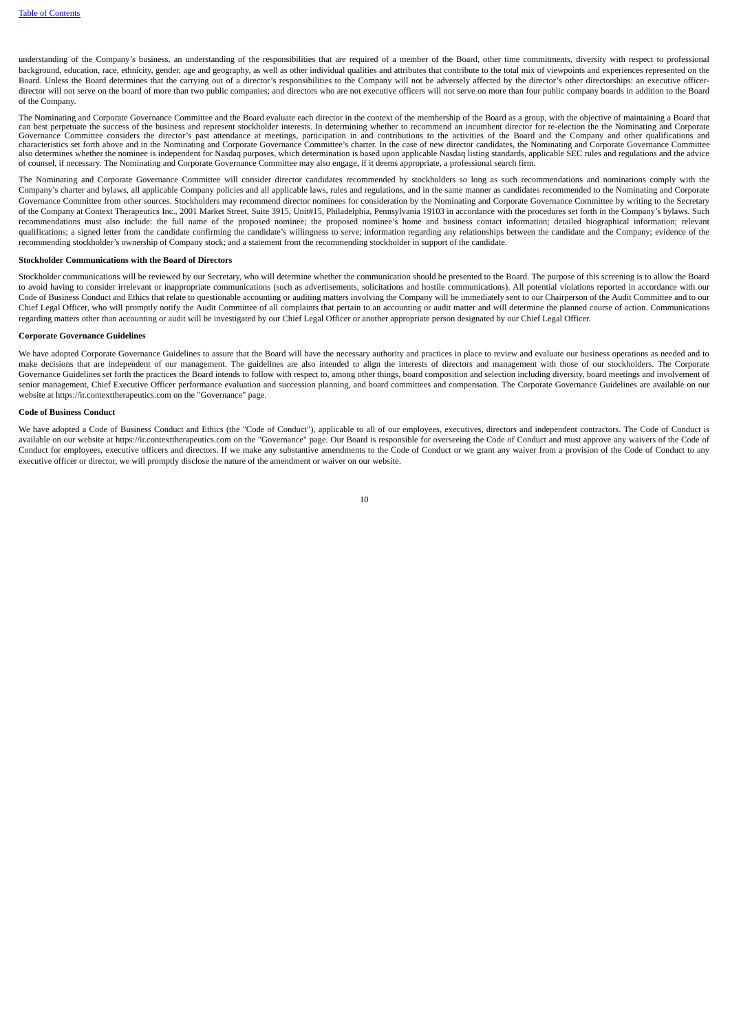understanding of the Company's business, an understanding of the responsibilities that are required of a member of the Board, other time commitments, diversity with respect to professional background, education, race, ethnicity, gender, age and geography, as well as other individual qualities and attributes that contribute to the total mix of viewpoints and experiences represented on the Board. Unless the Board determines that the carrying out of a director's responsibilities to the Company will not be adversely affected by the director's other directorships: an executive officer-director will not serve on the board of more than two public companies; and directors who are not executive officers will not serve on more than four public company boards in addition to the Board of the Company.

The Nominating and Corporate Governance Committee and the Board evaluate each director in the context of the membership of the Board as a group, with the objective of maintaining a Board that can best perpetuate the success of the business and represent stockholder interests. In determining whether to recommend an incumbent director for re-election the the Nominating and Corporate Governance Committee considers the director's past attendance at meetings, participation in and contributions to the activities of the Board and the Company and other qualifications and characteristics set forth above and in the Nominating and Corporate Governance Committee's charter. In the case of new director candidates, the Nominating and Corporate Governance Committee also determines whether the nominee is independent for Nasdaq purposes, which determination is based upon applicable Nasdaq listing standards, applicable SEC rules and regulations and the advice of counsel, if necessary. The Nominating and Corporate Governance Committee may also engage, if it deems appropriate, a professional search firm.

The Nominating and Corporate Governance Committee will consider director candidates recommended by stockholders so long as such recommendations and nominations comply with the Company's charter and bylaws, all applicable Company policies and all applicable laws, rules and regulations, and in the same manner as candidates recommended to the Nominating and Corporate Governance Committee from other sources. Stockholders may recommend director nominees for consideration by the Nominating and Corporate Governance Committee by writing to the Secretary of the Company at Context Therapeutics Inc., 2001 Market Street, Suite 3915, Unit#15, Philadelphia, Pennsylvania 19103 in accordance with the procedures set forth in the Company's bylaws. Such recommendations must also include: the full name of the proposed nominee; the proposed nominee's home and business contact information; detailed biographical information; relevant qualifications; a signed letter from the candidate confirming the candidate's willingness to serve; information regarding any relationships between the candidate and the Company; evidence of the recommending stockholder's ownership of Company stock; and a statement from the recommending stockholder in support of the candidate.

**Stockholder Communications with the Board of Directors**

Stockholder communications will be reviewed by our Secretary, who will determine whether the communication should be presented to the Board. The purpose of this screening is to allow the Board to avoid having to consider irrelevant or inappropriate communications (such as advertisements, solicitations and hostile communications). All potential violations reported in accordance with our Code of Business Conduct and Ethics that relate to questionable accounting or auditing matters involving the Company will be immediately sent to our Chairperson of the Audit Committee and to our Chief Legal Officer, who will promptly notify the Audit Committee of all complaints that pertain to an accounting or audit matter and will determine the planned course of action. Communications regarding matters other than accounting or audit will be investigated by our Chief Legal Officer or another appropriate person designated by our Chief Legal Officer.

**Corporate Governance Guidelines**

We have adopted Corporate Governance Guidelines to assure that the Board will have the necessary authority and practices in place to review and evaluate our business operations as needed and to make decisions that are independent of our management. The guidelines are also intended to align the interests of directors and management with those of our stockholders. The Corporate Governance Guidelines set forth the practices the Board intends to follow with respect to, among other things, board composition and selection including diversity, board meetings and involvement of senior management, Chief Executive Officer performance evaluation and succession planning, and board committees and compensation. The Corporate Governance Guidelines are available on our website at https://ir.contexttherapeutics.com on the "Governance" page.

**Code of Business Conduct**

We have adopted a Code of Business Conduct and Ethics (the "Code of Conduct"), applicable to all of our employees, executives, directors and independent contractors. The Code of Conduct is available on our website at https://ir.contexttherapeutics.com on the "Governance" page. Our Board is responsible for overseeing the Code of Conduct and must approve any waivers of the Code of Conduct for employees, executive officers and directors. If we make any substantive amendments to the Code of Conduct or we grant any waiver from a provision of the Code of Conduct to any executive officer or director, we will promptly disclose the nature of the amendment or waiver on our website.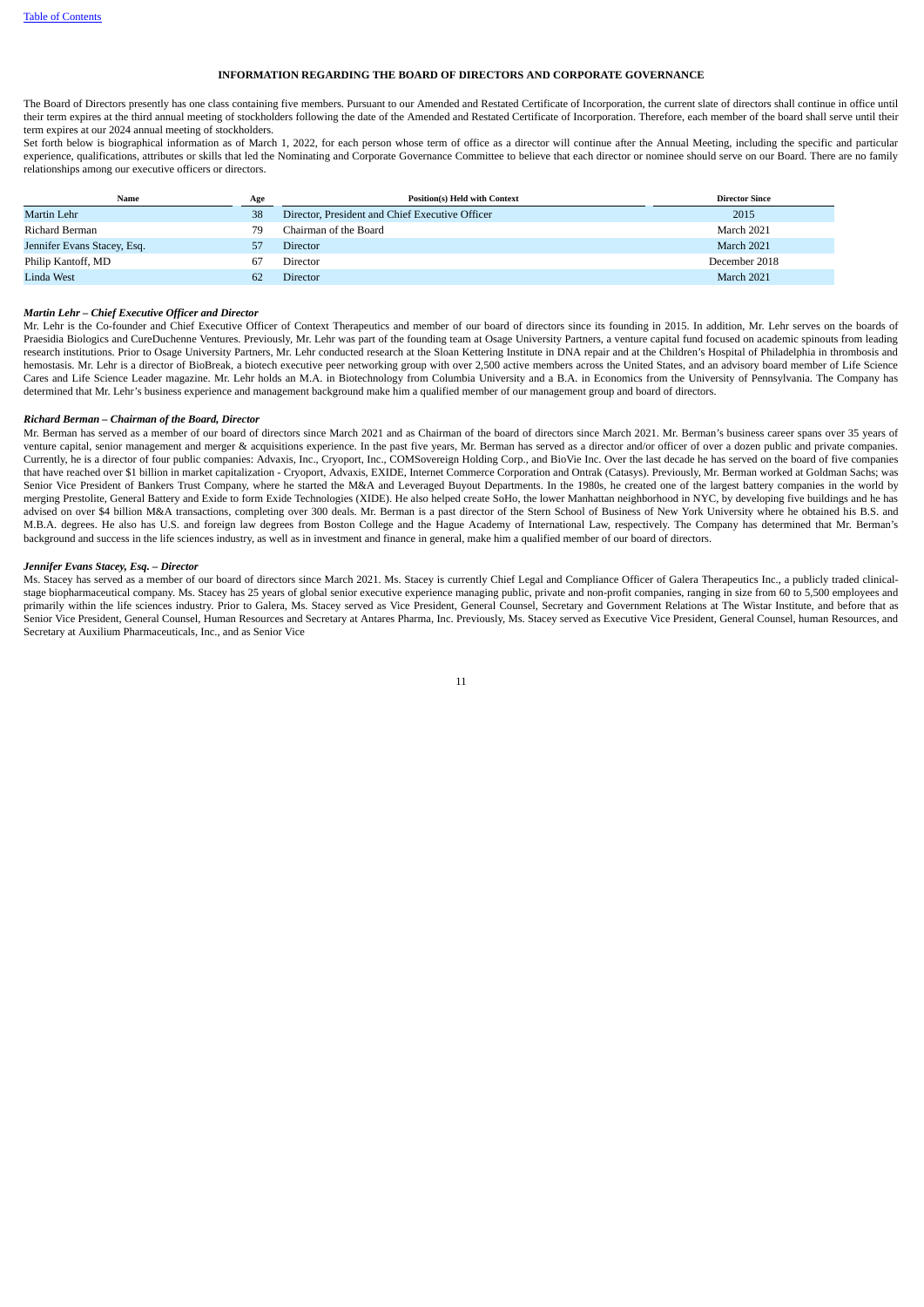## INFORMATION REGARDING THE BOARD OF DIRECTORS AND CORPORATE GOVERNANCE

The Board of Directors presently has one class containing five members. Pursuant to our Amended and Restated Certificate of Incorporation, the current slate of directors shall continue in office until their term expires at the third annual meeting of stockholders following the date of the Amended and Restated Certificate of Incorporation. Therefore, each member of the board shall serve until their term expires at our 2024 annual meeting of stockholders.

Set forth below is biographical information as of March 1, 2022, for each person whose term of office as a director will continue after the Annual Meeting, including the specific and particular experience, qualifications, attributes or skills that led the Nominating and Corporate Governance Committee to believe that each director or nominee should serve on our Board. There are no family relationships among our executive officers or directors.

| Name | Age | Position(s) Held with Context | Director Since |
|---|---|---|---|
| Martin Lehr | 38 | Director, President and Chief Executive Officer | 2015 |
| Richard Berman | 79 | Chairman of the Board | March 2021 |
| Jennifer Evans Stacey, Esq. | 57 | Director | March 2021 |
| Philip Kantoff, MD | 67 | Director | December 2018 |
| Linda West | 62 | Director | March 2021 |

***Martin Lehr – Chief Executive Officer and Director***

Mr. Lehr is the Co-founder and Chief Executive Officer of Context Therapeutics and member of our board of directors since its founding in 2015. In addition, Mr. Lehr serves on the boards of Praesidia Biologics and CureDuchenne Ventures. Previously, Mr. Lehr was part of the founding team at Osage University Partners, a venture capital fund focused on academic spinouts from leading research institutions. Prior to Osage University Partners, Mr. Lehr conducted research at the Sloan Kettering Institute in DNA repair and at the Children's Hospital of Philadelphia in thrombosis and hemostasis. Mr. Lehr is a director of BioBreak, a biotech executive peer networking group with over 2,500 active members across the United States, and an advisory board member of Life Science Cares and Life Science Leader magazine. Mr. Lehr holds an M.A. in Biotechnology from Columbia University and a B.A. in Economics from the University of Pennsylvania. The Company has determined that Mr. Lehr's business experience and management background make him a qualified member of our management group and board of directors.

***Richard Berman – Chairman of the Board, Director***

Mr. Berman has served as a member of our board of directors since March 2021 and as Chairman of the board of directors since March 2021. Mr. Berman's business career spans over 35 years of venture capital, senior management and merger & acquisitions experience. In the past five years, Mr. Berman has served as a director and/or officer of over a dozen public and private companies. Currently, he is a director of four public companies: Advaxis, Inc., Cryoport, Inc., COMSovereign Holding Corp., and BioVie Inc. Over the last decade he has served on the board of five companies that have reached over $1 billion in market capitalization - Cryoport, Advaxis, EXIDE, Internet Commerce Corporation and Ontrak (Catasys). Previously, Mr. Berman worked at Goldman Sachs; was Senior Vice President of Bankers Trust Company, where he started the M&A and Leveraged Buyout Departments. In the 1980s, he created one of the largest battery companies in the world by merging Prestolite, General Battery and Exide to form Exide Technologies (XIDE). He also helped create SoHo, the lower Manhattan neighborhood in NYC, by developing five buildings and he has advised on over $4 billion M&A transactions, completing over 300 deals. Mr. Berman is a past director of the Stern School of Business of New York University where he obtained his B.S. and M.B.A. degrees. He also has U.S. and foreign law degrees from Boston College and the Hague Academy of International Law, respectively. The Company has determined that Mr. Berman's background and success in the life sciences industry, as well as in investment and finance in general, make him a qualified member of our board of directors.

***Jennifer Evans Stacey, Esq. – Director***

Ms. Stacey has served as a member of our board of directors since March 2021. Ms. Stacey is currently Chief Legal and Compliance Officer of Galera Therapeutics Inc., a publicly traded clinical-stage biopharmaceutical company. Ms. Stacey has 25 years of global senior executive experience managing public, private and non-profit companies, ranging in size from 60 to 5,500 employees and primarily within the life sciences industry. Prior to Galera, Ms. Stacey served as Vice President, General Counsel, Secretary and Government Relations at The Wistar Institute, and before that as Senior Vice President, General Counsel, Human Resources and Secretary at Antares Pharma, Inc. Previously, Ms. Stacey served as Executive Vice President, General Counsel, human Resources, and Secretary at Auxilium Pharmaceuticals, Inc., and as Senior Vice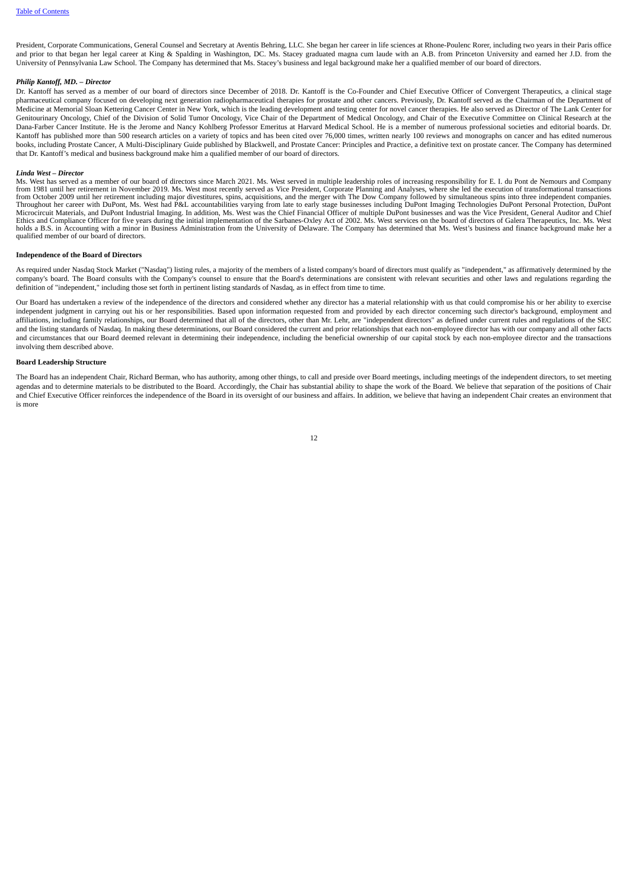President, Corporate Communications, General Counsel and Secretary at Aventis Behring, LLC. She began her career in life sciences at Rhone-Poulenc Rorer, including two years in their Paris office and prior to that began her legal career at King & Spalding in Washington, DC. Ms. Stacey graduated magna cum laude with an A.B. from Princeton University and earned her J.D. from the University of Pennsylvania Law School. The Company has determined that Ms. Stacey's business and legal background make her a qualified member of our board of directors.

***Philip Kantoff, MD. – Director***

Dr. Kantoff has served as a member of our board of directors since December of 2018. Dr. Kantoff is the Co-Founder and Chief Executive Officer of Convergent Therapeutics, a clinical stage pharmaceutical company focused on developing next generation radiopharmaceutical therapies for prostate and other cancers. Previously, Dr. Kantoff served as the Chairman of the Department of Medicine at Memorial Sloan Kettering Cancer Center in New York, which is the leading development and testing center for novel cancer therapies. He also served as Director of The Lank Center for Genitourinary Oncology, Chief of the Division of Solid Tumor Oncology, Vice Chair of the Department of Medical Oncology, and Chair of the Executive Committee on Clinical Research at the Dana-Farber Cancer Institute. He is the Jerome and Nancy Kohlberg Professor Emeritus at Harvard Medical School. He is a member of numerous professional societies and editorial boards. Dr. Kantoff has published more than 500 research articles on a variety of topics and has been cited over 76,000 times, written nearly 100 reviews and monographs on cancer and has edited numerous books, including Prostate Cancer, A Multi-Disciplinary Guide published by Blackwell, and Prostate Cancer: Principles and Practice, a definitive text on prostate cancer. The Company has determined that Dr. Kantoff's medical and business background make him a qualified member of our board of directors.

***Linda West – Director***

Ms. West has served as a member of our board of directors since March 2021. Ms. West served in multiple leadership roles of increasing responsibility for E. I. du Pont de Nemours and Company from 1981 until her retirement in November 2019. Ms. West most recently served as Vice President, Corporate Planning and Analyses, where she led the execution of transformational transactions from October 2009 until her retirement including major divestitures, spins, acquisitions, and the merger with The Dow Company followed by simultaneous spins into three independent companies. Throughout her career with DuPont, Ms. West had P&L accountabilities varying from late to early stage businesses including DuPont Imaging Technologies DuPont Personal Protection, DuPont Microcircuit Materials, and DuPont Industrial Imaging. In addition, Ms. West was the Chief Financial Officer of multiple DuPont businesses and was the Vice President, General Auditor and Chief Ethics and Compliance Officer for five years during the initial implementation of the Sarbanes-Oxley Act of 2002. Ms. West services on the board of directors of Galera Therapeutics, Inc. Ms. West holds a B.S. in Accounting with a minor in Business Administration from the University of Delaware. The Company has determined that Ms. West's business and finance background make her a qualified member of our board of directors.

**Independence of the Board of Directors**

As required under Nasdaq Stock Market ("Nasdaq") listing rules, a majority of the members of a listed company's board of directors must qualify as "independent," as affirmatively determined by the company's board. The Board consults with the Company's counsel to ensure that the Board's determinations are consistent with relevant securities and other laws and regulations regarding the definition of "independent," including those set forth in pertinent listing standards of Nasdaq, as in effect from time to time.

Our Board has undertaken a review of the independence of the directors and considered whether any director has a material relationship with us that could compromise his or her ability to exercise independent judgment in carrying out his or her responsibilities. Based upon information requested from and provided by each director concerning such director's background, employment and affiliations, including family relationships, our Board determined that all of the directors, other than Mr. Lehr, are "independent directors" as defined under current rules and regulations of the SEC and the listing standards of Nasdaq. In making these determinations, our Board considered the current and prior relationships that each non-employee director has with our company and all other facts and circumstances that our Board deemed relevant in determining their independence, including the beneficial ownership of our capital stock by each non-employee director and the transactions involving them described above.

**Board Leadership Structure**

The Board has an independent Chair, Richard Berman, who has authority, among other things, to call and preside over Board meetings, including meetings of the independent directors, to set meeting agendas and to determine materials to be distributed to the Board. Accordingly, the Chair has substantial ability to shape the work of the Board. We believe that separation of the positions of Chair and Chief Executive Officer reinforces the independence of the Board in its oversight of our business and affairs. In addition, we believe that having an independent Chair creates an environment that is more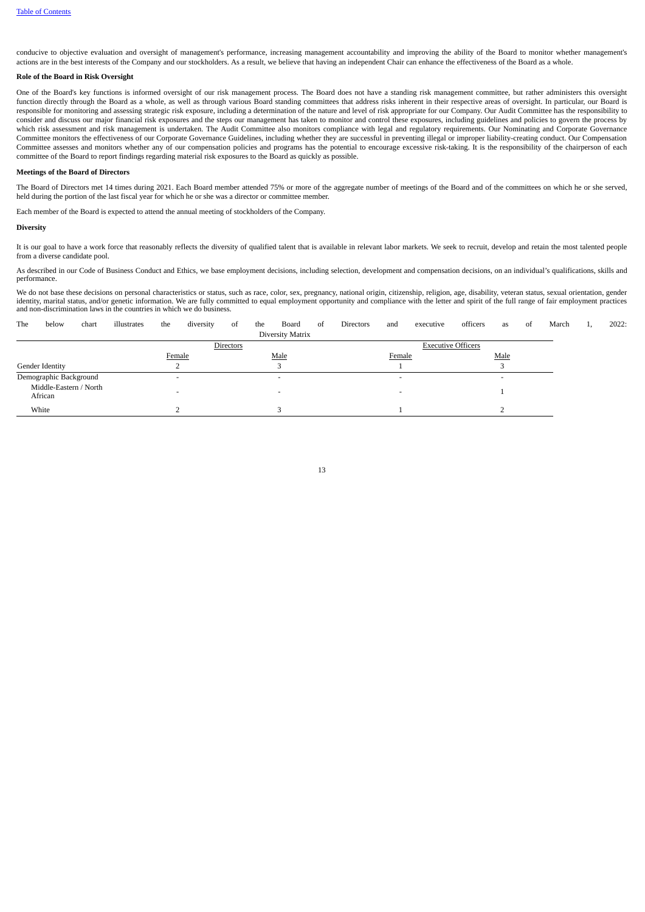conducive to objective evaluation and oversight of management's performance, increasing management accountability and improving the ability of the Board to monitor whether management's actions are in the best interests of the Company and our stockholders. As a result, we believe that having an independent Chair can enhance the effectiveness of the Board as a whole.

**Role of the Board in Risk Oversight**

One of the Board's key functions is informed oversight of our risk management process. The Board does not have a standing risk management committee, but rather administers this oversight function directly through the Board as a whole, as well as through various Board standing committees that address risks inherent in their respective areas of oversight. In particular, our Board is responsible for monitoring and assessing strategic risk exposure, including a determination of the nature and level of risk appropriate for our Company. Our Audit Committee has the responsibility to consider and discuss our major financial risk exposures and the steps our management has taken to monitor and control these exposures, including guidelines and policies to govern the process by which risk assessment and risk management is undertaken. The Audit Committee also monitors compliance with legal and regulatory requirements. Our Nominating and Corporate Governance Committee monitors the effectiveness of our Corporate Governance Guidelines, including whether they are successful in preventing illegal or improper liability-creating conduct. Our Compensation Committee assesses and monitors whether any of our compensation policies and programs has the potential to encourage excessive risk-taking. It is the responsibility of the chairperson of each committee of the Board to report findings regarding material risk exposures to the Board as quickly as possible.

**Meetings of the Board of Directors**

The Board of Directors met 14 times during 2021. Each Board member attended 75% or more of the aggregate number of meetings of the Board and of the committees on which he or she served, held during the portion of the last fiscal year for which he or she was a director or committee member.

Each member of the Board is expected to attend the annual meeting of stockholders of the Company.

**Diversity**

It is our goal to have a work force that reasonably reflects the diversity of qualified talent that is available in relevant labor markets. We seek to recruit, develop and retain the most talented people from a diverse candidate pool.

As described in our Code of Business Conduct and Ethics, we base employment decisions, including selection, development and compensation decisions, on an individual's qualifications, skills and performance.

We do not base these decisions on personal characteristics or status, such as race, color, sex, pregnancy, national origin, citizenship, religion, age, disability, veteran status, sexual orientation, gender identity, marital status, and/or genetic information. We are fully committed to equal employment opportunity and compliance with the letter and spirit of the full range of fair employment practices and non-discrimination laws in the countries in which we do business.

The below chart illustrates the diversity of the Board of Directors and executive officers as of March 1, 2022:

Diversity Matrix

| | Directors | | Executive Officers | |
|---|---|---|---|---|
| | Female | Male | Female | Male |
| Gender Identity | 2 | 3 | 1 | 3 |
| Demographic Background | - | - | - | - |
| Middle-Eastern / North African | - | - | - | 1 |
| White | 2 | 3 | 1 | 2 |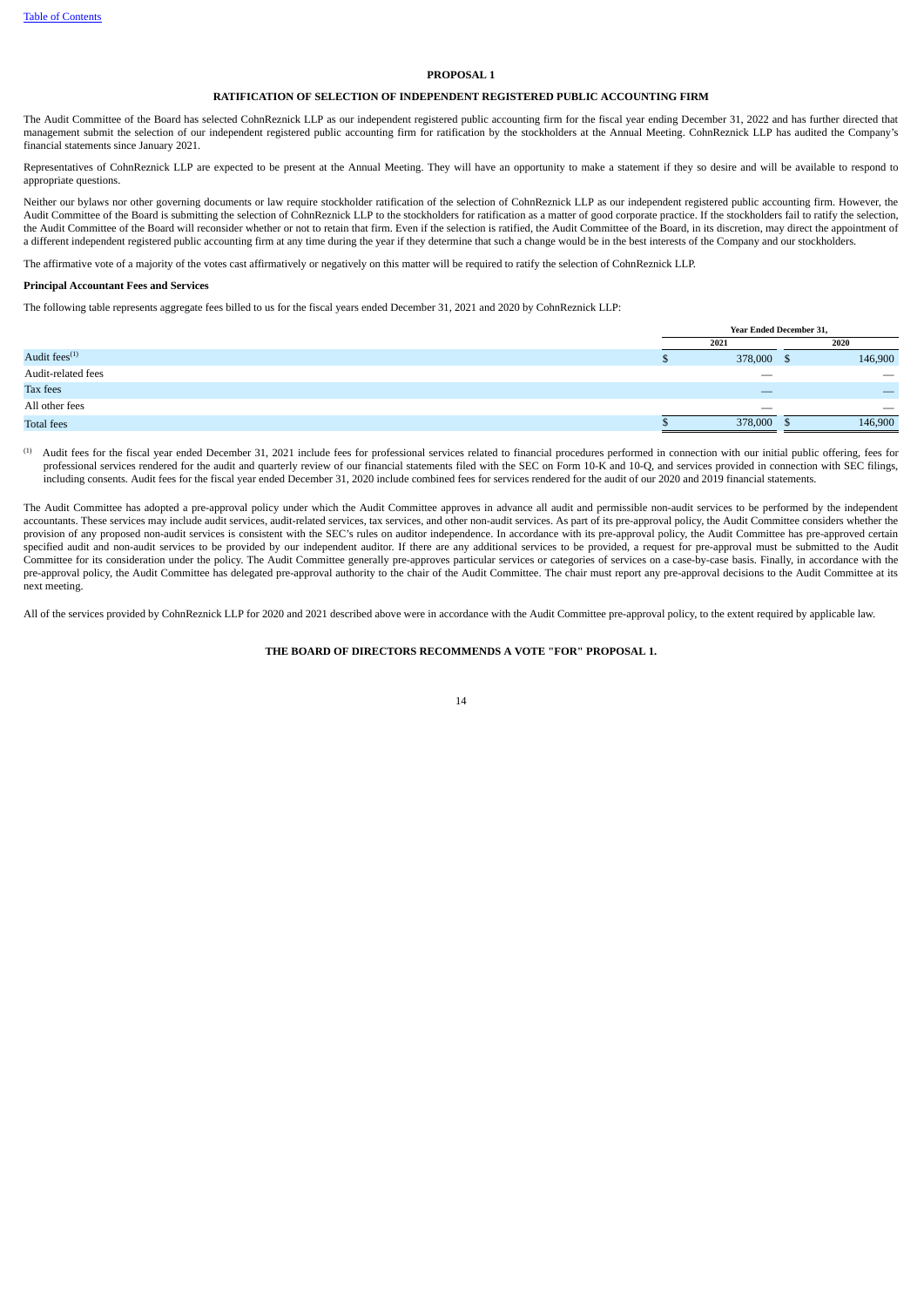# PROPOSAL 1

## RATIFICATION OF SELECTION OF INDEPENDENT REGISTERED PUBLIC ACCOUNTING FIRM

The Audit Committee of the Board has selected CohnReznick LLP as our independent registered public accounting firm for the fiscal year ending December 31, 2022 and has further directed that management submit the selection of our independent registered public accounting firm for ratification by the stockholders at the Annual Meeting. CohnReznick LLP has audited the Company's financial statements since January 2021.

Representatives of CohnReznick LLP are expected to be present at the Annual Meeting. They will have an opportunity to make a statement if they so desire and will be available to respond to appropriate questions.

Neither our bylaws nor other governing documents or law require stockholder ratification of the selection of CohnReznick LLP as our independent registered public accounting firm. However, the Audit Committee of the Board is submitting the selection of CohnReznick LLP to the stockholders for ratification as a matter of good corporate practice. If the stockholders fail to ratify the selection, the Audit Committee of the Board will reconsider whether or not to retain that firm. Even if the selection is ratified, the Audit Committee of the Board, in its discretion, may direct the appointment of a different independent registered public accounting firm at any time during the year if they determine that such a change would be in the best interests of the Company and our stockholders.

The affirmative vote of a majority of the votes cast affirmatively or negatively on this matter will be required to ratify the selection of CohnReznick LLP.

**Principal Accountant Fees and Services**

The following table represents aggregate fees billed to us for the fiscal years ended December 31, 2021 and 2020 by CohnReznick LLP:

| | Year Ended December 31, | |
|---|---|---|
| | 2021 | 2020 |
| Audit fees[(1)] | $ 378,000 | $ 146,900 |
| Audit-related fees | — | — |
| Tax fees | — | — |
| All other fees | — | — |
| Total fees | $ 378,000 | $ 146,900 |

(1) Audit fees for the fiscal year ended December 31, 2021 include fees for professional services related to financial procedures performed in connection with our initial public offering, fees for professional services rendered for the audit and quarterly review of our financial statements filed with the SEC on Form 10-K and 10-Q, and services provided in connection with SEC filings, including consents. Audit fees for the fiscal year ended December 31, 2020 include combined fees for services rendered for the audit of our 2020 and 2019 financial statements.

The Audit Committee has adopted a pre-approval policy under which the Audit Committee approves in advance all audit and permissible non-audit services to be performed by the independent accountants. These services may include audit services, audit-related services, tax services, and other non-audit services. As part of its pre-approval policy, the Audit Committee considers whether the provision of any proposed non-audit services is consistent with the SEC's rules on auditor independence. In accordance with its pre-approval policy, the Audit Committee has pre-approved certain specified audit and non-audit services to be provided by our independent auditor. If there are any additional services to be provided, a request for pre-approval must be submitted to the Audit Committee for its consideration under the policy. The Audit Committee generally pre-approves particular services or categories of services on a case-by-case basis. Finally, in accordance with the pre-approval policy, the Audit Committee has delegated pre-approval authority to the chair of the Audit Committee. The chair must report any pre-approval decisions to the Audit Committee at its next meeting.

All of the services provided by CohnReznick LLP for 2020 and 2021 described above were in accordance with the Audit Committee pre-approval policy, to the extent required by applicable law.

**THE BOARD OF DIRECTORS RECOMMENDS A VOTE "FOR" PROPOSAL 1.**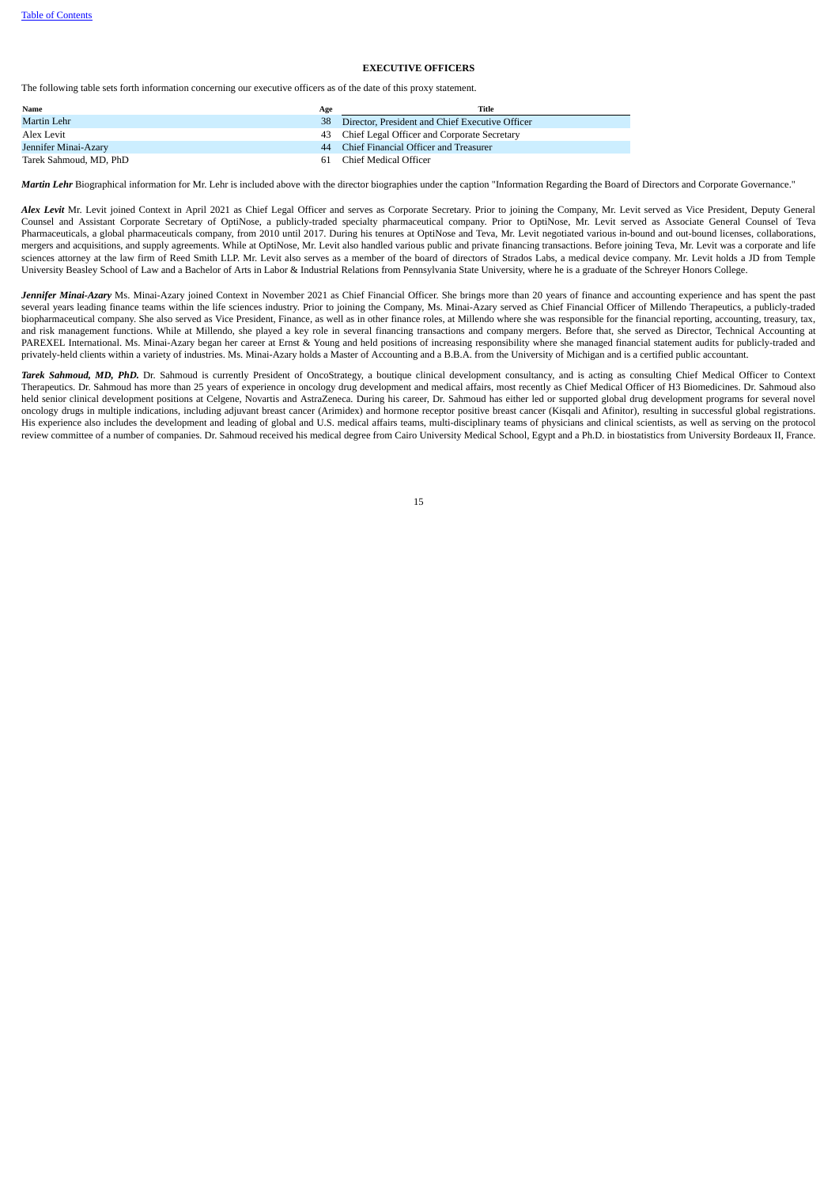## EXECUTIVE OFFICERS

The following table sets forth information concerning our executive officers as of the date of this proxy statement.

| Name | Age | Title |
|---|---|---|
| Martin Lehr | 38 | Director, President and Chief Executive Officer |
| Alex Levit | 43 | Chief Legal Officer and Corporate Secretary |
| Jennifer Minai-Azary | 44 | Chief Financial Officer and Treasurer |
| Tarek Sahmoud, MD, PhD | 61 | Chief Medical Officer |

***Martin Lehr*** Biographical information for Mr. Lehr is included above with the director biographies under the caption "Information Regarding the Board of Directors and Corporate Governance."

***Alex Levit*** Mr. Levit joined Context in April 2021 as Chief Legal Officer and serves as Corporate Secretary. Prior to joining the Company, Mr. Levit served as Vice President, Deputy General Counsel and Assistant Corporate Secretary of OptiNose, a publicly-traded specialty pharmaceutical company. Prior to OptiNose, Mr. Levit served as Associate General Counsel of Teva Pharmaceuticals, a global pharmaceuticals company, from 2010 until 2017. During his tenures at OptiNose and Teva, Mr. Levit negotiated various in-bound and out-bound licenses, collaborations, mergers and acquisitions, and supply agreements. While at OptiNose, Mr. Levit also handled various public and private financing transactions. Before joining Teva, Mr. Levit was a corporate and life sciences attorney at the law firm of Reed Smith LLP. Mr. Levit also serves as a member of the board of directors of Strados Labs, a medical device company. Mr. Levit holds a JD from Temple University Beasley School of Law and a Bachelor of Arts in Labor & Industrial Relations from Pennsylvania State University, where he is a graduate of the Schreyer Honors College.

***Jennifer Minai-Azary*** Ms. Minai-Azary joined Context in November 2021 as Chief Financial Officer. She brings more than 20 years of finance and accounting experience and has spent the past several years leading finance teams within the life sciences industry. Prior to joining the Company, Ms. Minai-Azary served as Chief Financial Officer of Millendo Therapeutics, a publicly-traded biopharmaceutical company. She also served as Vice President, Finance, as well as in other finance roles, at Millendo where she was responsible for the financial reporting, accounting, treasury, tax, and risk management functions. While at Millendo, she played a key role in several financing transactions and company mergers. Before that, she served as Director, Technical Accounting at PAREXEL International. Ms. Minai-Azary began her career at Ernst & Young and held positions of increasing responsibility where she managed financial statement audits for publicly-traded and privately-held clients within a variety of industries. Ms. Minai-Azary holds a Master of Accounting and a B.B.A. from the University of Michigan and is a certified public accountant.

***Tarek Sahmoud, MD, PhD.*** Dr. Sahmoud is currently President of OncoStrategy, a boutique clinical development consultancy, and is acting as consulting Chief Medical Officer to Context Therapeutics. Dr. Sahmoud has more than 25 years of experience in oncology drug development and medical affairs, most recently as Chief Medical Officer of H3 Biomedicines. Dr. Sahmoud also held senior clinical development positions at Celgene, Novartis and AstraZeneca. During his career, Dr. Sahmoud has either led or supported global drug development programs for several novel oncology drugs in multiple indications, including adjuvant breast cancer (Arimidex) and hormone receptor positive breast cancer (Kisqali and Afinitor), resulting in successful global registrations. His experience also includes the development and leading of global and U.S. medical affairs teams, multi-disciplinary teams of physicians and clinical scientists, as well as serving on the protocol review committee of a number of companies. Dr. Sahmoud received his medical degree from Cairo University Medical School, Egypt and a Ph.D. in biostatistics from University Bordeaux II, France.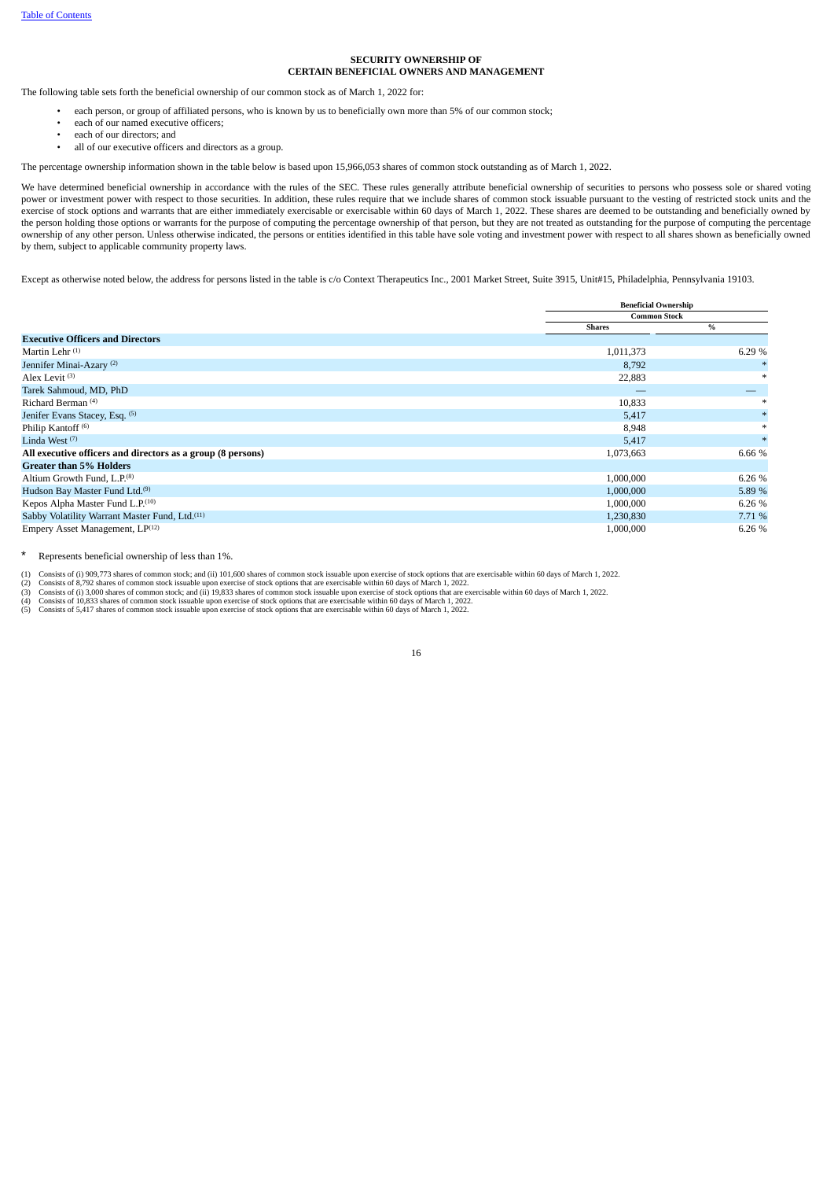## SECURITY OWNERSHIP OF CERTAIN BENEFICIAL OWNERS AND MANAGEMENT

The following table sets forth the beneficial ownership of our common stock as of March 1, 2022 for:

- each person, or group of affiliated persons, who is known by us to beneficially own more than 5% of our common stock;
- each of our named executive officers;
- each of our directors; and
- all of our executive officers and directors as a group.

The percentage ownership information shown in the table below is based upon 15,966,053 shares of common stock outstanding as of March 1, 2022.

We have determined beneficial ownership in accordance with the rules of the SEC. These rules generally attribute beneficial ownership of securities to persons who possess sole or shared voting power or investment power with respect to those securities. In addition, these rules require that we include shares of common stock issuable pursuant to the vesting of restricted stock units and the exercise of stock options and warrants that are either immediately exercisable or exercisable within 60 days of March 1, 2022. These shares are deemed to be outstanding and beneficially owned by the person holding those options or warrants for the purpose of computing the percentage ownership of that person, but they are not treated as outstanding for the purpose of computing the percentage ownership of any other person. Unless otherwise indicated, the persons or entities identified in this table have sole voting and investment power with respect to all shares shown as beneficially owned by them, subject to applicable community property laws.

Except as otherwise noted below, the address for persons listed in the table is c/o Context Therapeutics Inc., 2001 Market Street, Suite 3915, Unit#15, Philadelphia, Pennsylvania 19103.

| | Beneficial Ownership | |
|---|---|---|
| | Common Stock | |
| | Shares | % |
| **Executive Officers and Directors** | | |
| Martin Lehr (1) | 1,011,373 | 6.29 % |
| Jennifer Minai-Azary (2) | 8,792 | * |
| Alex Levit (3) | 22,883 | * |
| Tarek Sahmoud, MD, PhD | — | — |
| Richard Berman (4) | 10,833 | * |
| Jenifer Evans Stacey, Esq. (5) | 5,417 | * |
| Philip Kantoff (6) | 8,948 | * |
| Linda West (7) | 5,417 | * |
| **All executive officers and directors as a group (8 persons)** | 1,073,663 | 6.66 % |
| **Greater than 5% Holders** | | |
| Altium Growth Fund, L.P.(8) | 1,000,000 | 6.26 % |
| Hudson Bay Master Fund Ltd.(9) | 1,000,000 | 5.89 % |
| Kepos Alpha Master Fund L.P.(10) | 1,000,000 | 6.26 % |
| Sabby Volatility Warrant Master Fund, Ltd.(11) | 1,230,830 | 7.71 % |
| Empery Asset Management, LP(12) | 1,000,000 | 6.26 % |

\* Represents beneficial ownership of less than 1%.

(1) Consists of (i) 909,773 shares of common stock; and (ii) 101,600 shares of common stock issuable upon exercise of stock options that are exercisable within 60 days of March 1, 2022.
(2) Consists of 8,792 shares of common stock issuable upon exercise of stock options that are exercisable within 60 days of March 1, 2022.
(3) Consists of (i) 3,000 shares of common stock; and (ii) 19,833 shares of common stock issuable upon exercise of stock options that are exercisable within 60 days of March 1, 2022.
(4) Consists of 10,833 shares of common stock issuable upon exercise of stock options that are exercisable within 60 days of March 1, 2022.
(5) Consists of 5,417 shares of common stock issuable upon exercise of stock options that are exercisable within 60 days of March 1, 2022.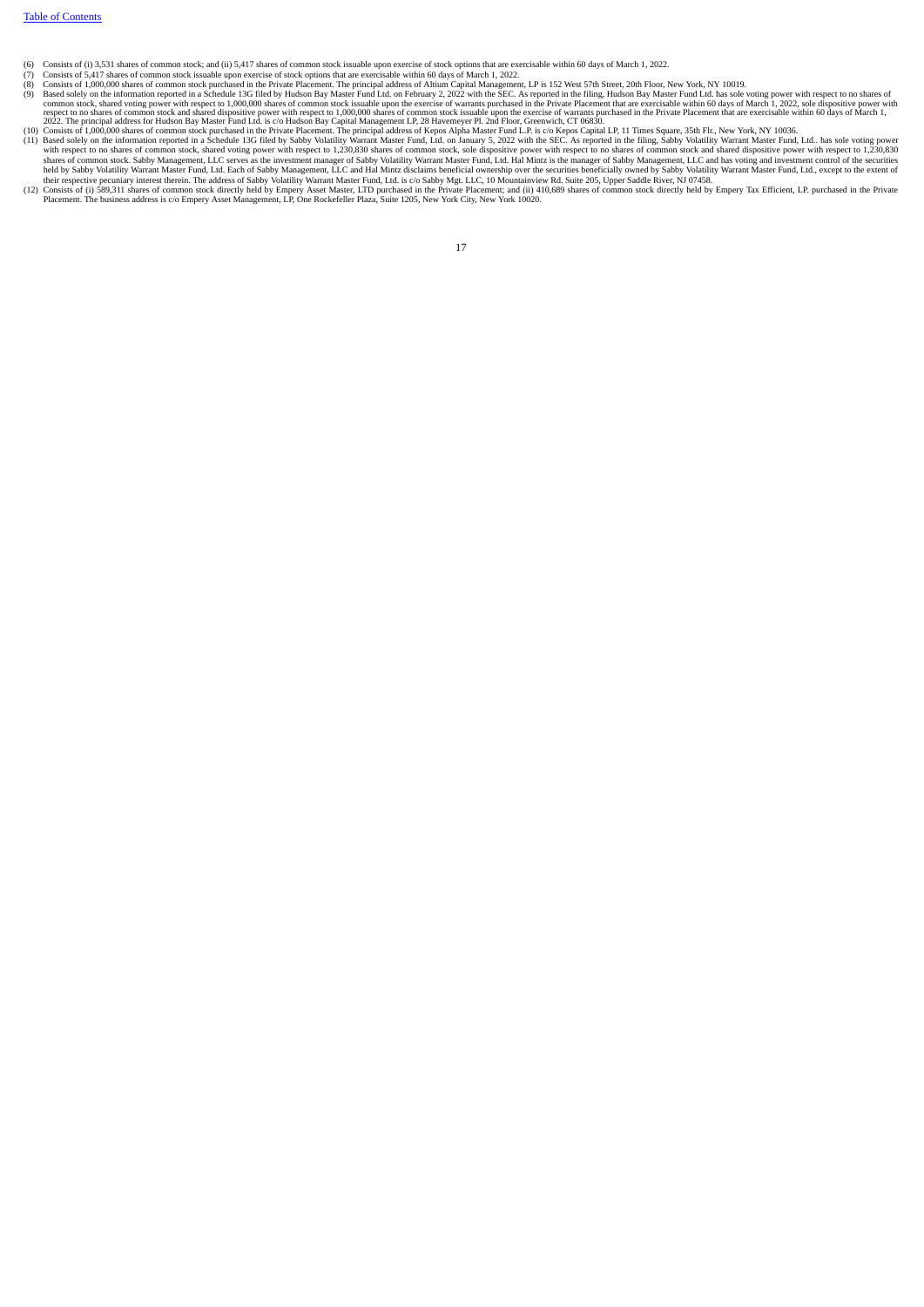(6) Consists of (i) 3,531 shares of common stock; and (ii) 5,417 shares of common stock issuable upon exercise of stock options that are exercisable within 60 days of March 1, 2022.

(7) Consists of 5,417 shares of common stock issuable upon exercise of stock options that are exercisable within 60 days of March 1, 2022.

(8) Consists of 1,000,000 shares of common stock purchased in the Private Placement. The principal address of Altium Capital Management, LP is 152 West 57th Street, 20th Floor, New York, NY 10019.

(9) Based solely on the information reported in a Schedule 13G filed by Hudson Bay Master Fund Ltd. on February 2, 2022 with the SEC. As reported in the filing, Hudson Bay Master Fund Ltd. has sole voting power with respect to no shares of common stock, shared voting power with respect to 1,000,000 shares of common stock issuable upon the exercise of warrants purchased in the Private Placement that are exercisable within 60 days of March 1, 2022, sole dispositive power with respect to no shares of common stock and shared dispositive power with respect to 1,000,000 shares of common stock issuable upon the exercise of warrants purchased in the Private Placement that are exercisable within 60 days of March 1, 2022. The principal address for Hudson Bay Master Fund Ltd. is c/o Hudson Bay Capital Management LP, 28 Havemeyer Pl. 2nd Floor, Greenwich, CT 06830.

(10) Consists of 1,000,000 shares of common stock purchased in the Private Placement. The principal address of Kepos Alpha Master Fund L.P. is c/o Kepos Capital LP, 11 Times Square, 35th Flr., New York, NY 10036.

(11) Based solely on the information reported in a Schedule 13G filed by Sabby Volatility Warrant Master Fund, Ltd. on January 5, 2022 with the SEC. As reported in the filing, Sabby Volatility Warrant Master Fund, Ltd.. has sole voting power with respect to no shares of common stock, shared voting power with respect to 1,230,830 shares of common stock, sole dispositive power with respect to no shares of common stock and shared dispositive power with respect to 1,230,830 shares of common stock. Sabby Management, LLC serves as the investment manager of Sabby Volatility Warrant Master Fund, Ltd. Hal Mintz is the manager of Sabby Management, LLC and has voting and investment control of the securities held by Sabby Volatility Warrant Master Fund, Ltd. Each of Sabby Management, LLC and Hal Mintz disclaims beneficial ownership over the securities beneficially owned by Sabby Volatility Warrant Master Fund, Ltd., except to the extent of their respective pecuniary interest therein. The address of Sabby Volatility Warrant Master Fund, Ltd. is c/o Sabby Mgt. LLC, 10 Mountainview Rd. Suite 205, Upper Saddle River, NJ 07458.

(12) Consists of (i) 589,311 shares of common stock directly held by Empery Asset Master, LTD purchased in the Private Placement; and (ii) 410,689 shares of common stock directly held by Empery Tax Efficient, LP. purchased in the Private Placement. The business address is c/o Empery Asset Management, LP, One Rockefeller Plaza, Suite 1205, New York City, New York 10020.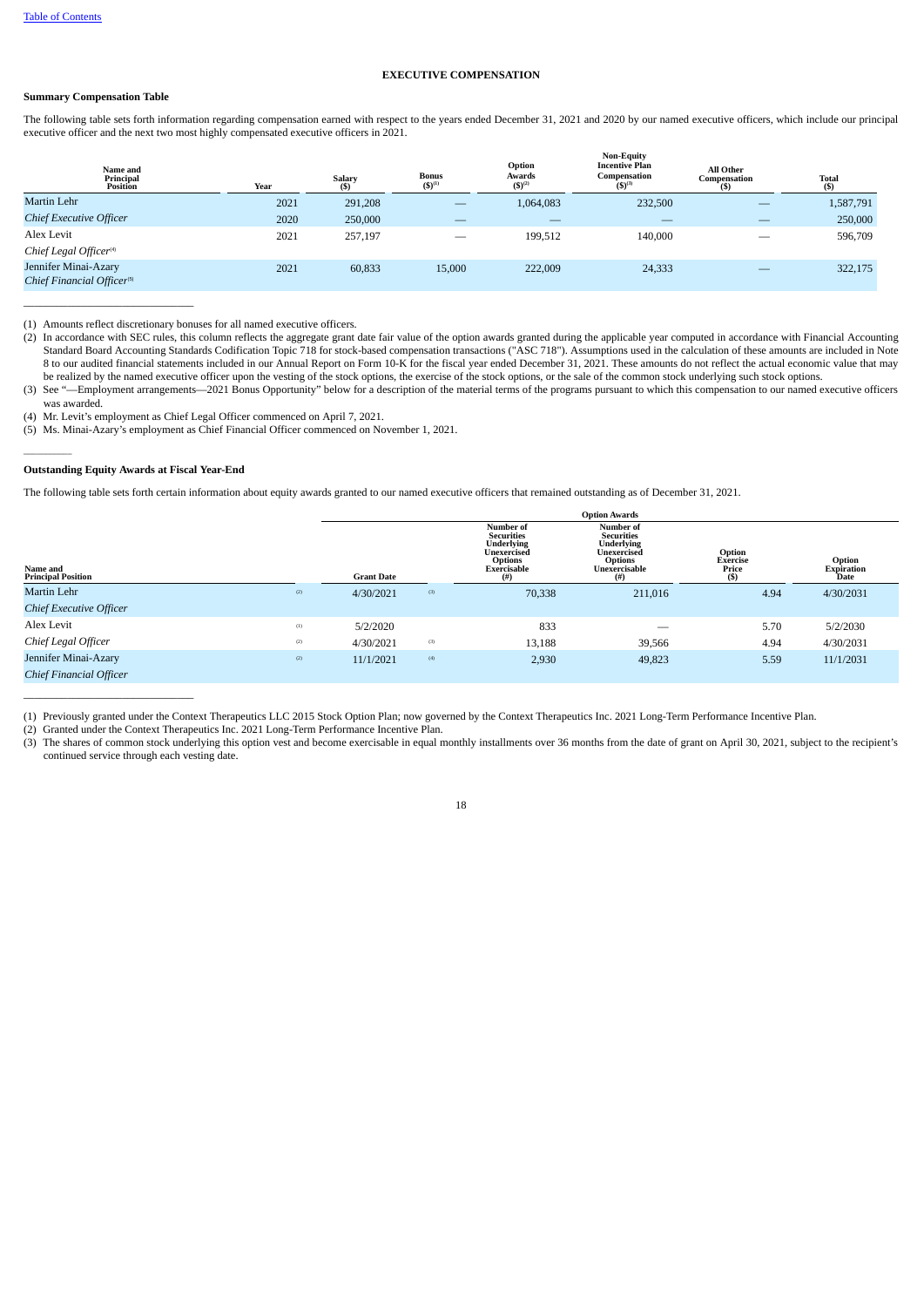## EXECUTIVE COMPENSATION

### Summary Compensation Table

The following table sets forth information regarding compensation earned with respect to the years ended December 31, 2021 and 2020 by our named executive officers, which include our principal executive officer and the next two most highly compensated executive officers in 2021.

| Name and Principal Position | Year | Salary ($) | Bonus ($)[1] | Option Awards ($)[2] | Non-Equity Incentive Plan Compensation ($)[3] | All Other Compensation ($) | Total ($) |
|---|---|---|---|---|---|---|---|
| Martin Lehr | 2021 | 291,208 | — | 1,064,083 | 232,500 | — | 1,587,791 |
| *Chief Executive Officer* | 2020 | 250,000 | — | — | — | — | 250,000 |
| Alex Levit | 2021 | 257,197 | — | 199,512 | 140,000 | — | 596,709 |
| *Chief Legal Officer*[4] | | | | | | | |
| Jennifer Minai-Azary | 2021 | 60,833 | 15,000 | 222,009 | 24,333 | — | 322,175 |
| *Chief Financial Officer*[5] | | | | | | | |

(1) Amounts reflect discretionary bonuses for all named executive officers.

(2) In accordance with SEC rules, this column reflects the aggregate grant date fair value of the option awards granted during the applicable year computed in accordance with Financial Accounting Standard Board Accounting Standards Codification Topic 718 for stock-based compensation transactions ("ASC 718"). Assumptions used in the calculation of these amounts are included in Note 8 to our audited financial statements included in our Annual Report on Form 10-K for the fiscal year ended December 31, 2021. These amounts do not reflect the actual economic value that may be realized by the named executive officer upon the vesting of the stock options, the exercise of the stock options, or the sale of the common stock underlying such stock options.

(3) See "—Employment arrangements—2021 Bonus Opportunity" below for a description of the material terms of the programs pursuant to which this compensation to our named executive officers was awarded.

(4) Mr. Levit's employment as Chief Legal Officer commenced on April 7, 2021.

(5) Ms. Minai-Azary's employment as Chief Financial Officer commenced on November 1, 2021.

### Outstanding Equity Awards at Fiscal Year-End

The following table sets forth certain information about equity awards granted to our named executive officers that remained outstanding as of December 31, 2021.

| Name and Principal Position | | Grant Date | | Option Awards | | | |
|---|---|---|---|---|---|---|---|
| | | | | Number of Securities Underlying Unexercised Options Exercisable (#) | Number of Securities Underlying Unexercised Options Unexercisable (#) | Option Exercise Price ($) | Option Expiration Date |
| Martin Lehr | (2) | 4/30/2021 | (3) | 70,338 | 211,016 | 4.94 | 4/30/2031 |
| *Chief Executive Officer* | | | | | | | |
| Alex Levit | (1) | 5/2/2020 | | 833 | — | 5.70 | 5/2/2030 |
| *Chief Legal Officer* | (2) | 4/30/2021 | (3) | 13,188 | 39,566 | 4.94 | 4/30/2031 |
| Jennifer Minai-Azary | (2) | 11/1/2021 | (4) | 2,930 | 49,823 | 5.59 | 11/1/2031 |
| *Chief Financial Officer* | | | | | | | |

(1) Previously granted under the Context Therapeutics LLC 2015 Stock Option Plan; now governed by the Context Therapeutics Inc. 2021 Long-Term Performance Incentive Plan.

(2) Granted under the Context Therapeutics Inc. 2021 Long-Term Performance Incentive Plan.

(3) The shares of common stock underlying this option vest and become exercisable in equal monthly installments over 36 months from the date of grant on April 30, 2021, subject to the recipient's continued service through each vesting date.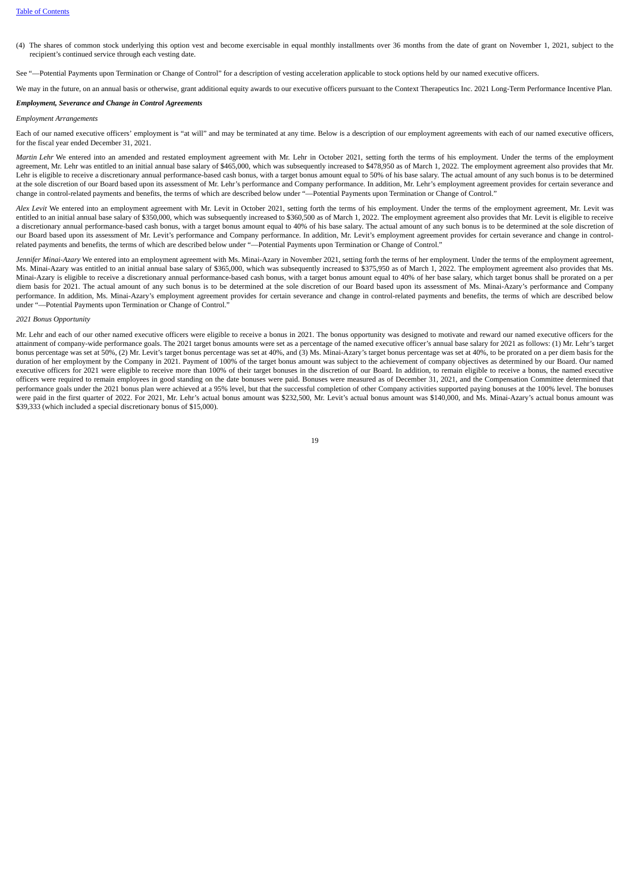(4) The shares of common stock underlying this option vest and become exercisable in equal monthly installments over 36 months from the date of grant on November 1, 2021, subject to the recipient's continued service through each vesting date.

See "—Potential Payments upon Termination or Change of Control" for a description of vesting acceleration applicable to stock options held by our named executive officers.

We may in the future, on an annual basis or otherwise, grant additional equity awards to our executive officers pursuant to the Context Therapeutics Inc. 2021 Long-Term Performance Incentive Plan.

***Employment, Severance and Change in Control Agreements***

*Employment Arrangements*

Each of our named executive officers' employment is "at will" and may be terminated at any time. Below is a description of our employment agreements with each of our named executive officers, for the fiscal year ended December 31, 2021.

*Martin Lehr* We entered into an amended and restated employment agreement with Mr. Lehr in October 2021, setting forth the terms of his employment. Under the terms of the employment agreement, Mr. Lehr was entitled to an initial annual base salary of $465,000, which was subsequently increased to $478,950 as of March 1, 2022. The employment agreement also provides that Mr. Lehr is eligible to receive a discretionary annual performance-based cash bonus, with a target bonus amount equal to 50% of his base salary. The actual amount of any such bonus is to be determined at the sole discretion of our Board based upon its assessment of Mr. Lehr's performance and Company performance. In addition, Mr. Lehr's employment agreement provides for certain severance and change in control-related payments and benefits, the terms of which are described below under "—Potential Payments upon Termination or Change of Control."

*Alex Levit* We entered into an employment agreement with Mr. Levit in October 2021, setting forth the terms of his employment. Under the terms of the employment agreement, Mr. Levit was entitled to an initial annual base salary of $350,000, which was subsequently increased to $360,500 as of March 1, 2022. The employment agreement also provides that Mr. Levit is eligible to receive a discretionary annual performance-based cash bonus, with a target bonus amount equal to 40% of his base salary. The actual amount of any such bonus is to be determined at the sole discretion of our Board based upon its assessment of Mr. Levit's performance and Company performance. In addition, Mr. Levit's employment agreement provides for certain severance and change in control-related payments and benefits, the terms of which are described below under "—Potential Payments upon Termination or Change of Control."

*Jennifer Minai-Azary* We entered into an employment agreement with Ms. Minai-Azary in November 2021, setting forth the terms of her employment. Under the terms of the employment agreement, Ms. Minai-Azary was entitled to an initial annual base salary of $365,000, which was subsequently increased to $375,950 as of March 1, 2022. The employment agreement also provides that Ms. Minai-Azary is eligible to receive a discretionary annual performance-based cash bonus, with a target bonus amount equal to 40% of her base salary, which target bonus shall be prorated on a per diem basis for 2021. The actual amount of any such bonus is to be determined at the sole discretion of our Board based upon its assessment of Ms. Minai-Azary's performance and Company performance. In addition, Ms. Minai-Azary's employment agreement provides for certain severance and change in control-related payments and benefits, the terms of which are described below under "—Potential Payments upon Termination or Change of Control."

*2021 Bonus Opportunity*

Mr. Lehr and each of our other named executive officers were eligible to receive a bonus in 2021. The bonus opportunity was designed to motivate and reward our named executive officers for the attainment of company-wide performance goals. The 2021 target bonus amounts were set as a percentage of the named executive officer's annual base salary for 2021 as follows: (1) Mr. Lehr's target bonus percentage was set at 50%, (2) Mr. Levit's target bonus percentage was set at 40%, and (3) Ms. Minai-Azary's target bonus percentage was set at 40%, to be prorated on a per diem basis for the duration of her employment by the Company in 2021. Payment of 100% of the target bonus amount was subject to the achievement of company objectives as determined by our Board. Our named executive officers for 2021 were eligible to receive more than 100% of their target bonuses in the discretion of our Board. In addition, to remain eligible to receive a bonus, the named executive officers were required to remain employees in good standing on the date bonuses were paid. Bonuses were measured as of December 31, 2021, and the Compensation Committee determined that performance goals under the 2021 bonus plan were achieved at a 95% level, but that the successful completion of other Company activities supported paying bonuses at the 100% level. The bonuses were paid in the first quarter of 2022. For 2021, Mr. Lehr's actual bonus amount was $232,500, Mr. Levit's actual bonus amount was $140,000, and Ms. Minai-Azary's actual bonus amount was $39,333 (which included a special discretionary bonus of $15,000).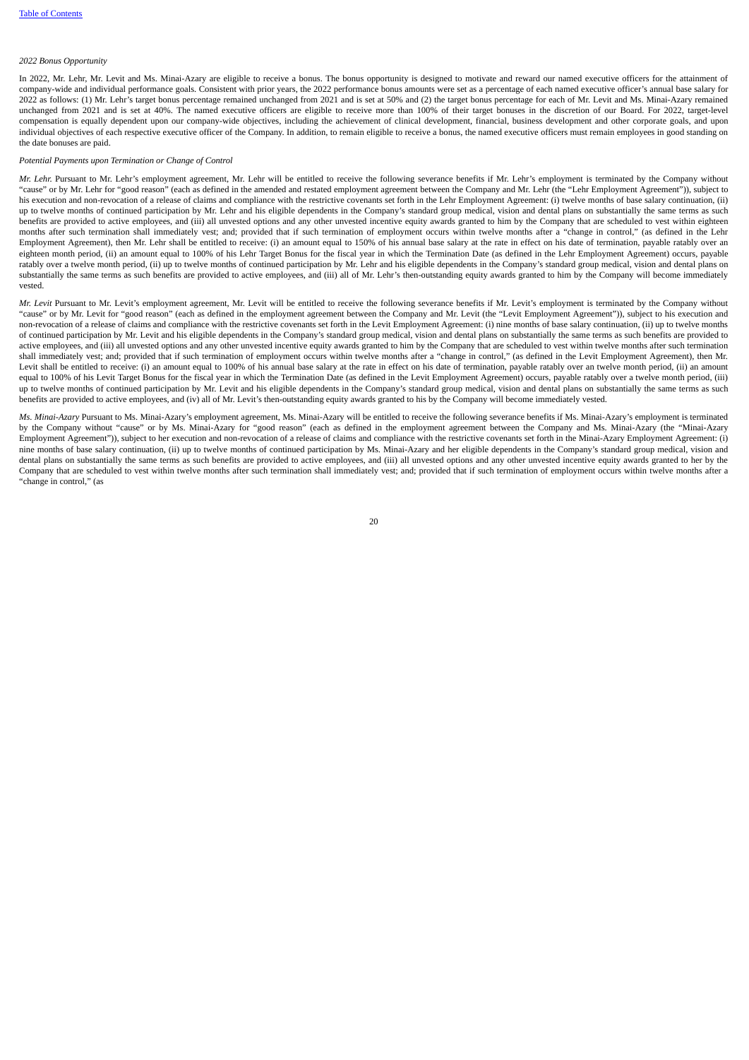*2022 Bonus Opportunity*

In 2022, Mr. Lehr, Mr. Levit and Ms. Minai-Azary are eligible to receive a bonus. The bonus opportunity is designed to motivate and reward our named executive officers for the attainment of company-wide and individual performance goals. Consistent with prior years, the 2022 performance bonus amounts were set as a percentage of each named executive officer's annual base salary for 2022 as follows: (1) Mr. Lehr's target bonus percentage remained unchanged from 2021 and is set at 50% and (2) the target bonus percentage for each of Mr. Levit and Ms. Minai-Azary remained unchanged from 2021 and is set at 40%. The named executive officers are eligible to receive more than 100% of their target bonuses in the discretion of our Board. For 2022, target-level compensation is equally dependent upon our company-wide objectives, including the achievement of clinical development, financial, business development and other corporate goals, and upon individual objectives of each respective executive officer of the Company. In addition, to remain eligible to receive a bonus, the named executive officers must remain employees in good standing on the date bonuses are paid.

*Potential Payments upon Termination or Change of Control*

*Mr. Lehr.* Pursuant to Mr. Lehr's employment agreement, Mr. Lehr will be entitled to receive the following severance benefits if Mr. Lehr's employment is terminated by the Company without "cause" or by Mr. Lehr for "good reason" (each as defined in the amended and restated employment agreement between the Company and Mr. Lehr (the "Lehr Employment Agreement")), subject to his execution and non-revocation of a release of claims and compliance with the restrictive covenants set forth in the Lehr Employment Agreement: (i) twelve months of base salary continuation, (ii) up to twelve months of continued participation by Mr. Lehr and his eligible dependents in the Company's standard group medical, vision and dental plans on substantially the same terms as such benefits are provided to active employees, and (iii) all unvested options and any other unvested incentive equity awards granted to him by the Company that are scheduled to vest within eighteen months after such termination shall immediately vest; and; provided that if such termination of employment occurs within twelve months after a "change in control," (as defined in the Lehr Employment Agreement), then Mr. Lehr shall be entitled to receive: (i) an amount equal to 150% of his annual base salary at the rate in effect on his date of termination, payable ratably over an eighteen month period, (ii) an amount equal to 100% of his Lehr Target Bonus for the fiscal year in which the Termination Date (as defined in the Lehr Employment Agreement) occurs, payable ratably over a twelve month period, (ii) up to twelve months of continued participation by Mr. Lehr and his eligible dependents in the Company's standard group medical, vision and dental plans on substantially the same terms as such benefits are provided to active employees, and (iii) all of Mr. Lehr's then-outstanding equity awards granted to him by the Company will become immediately vested.

*Mr. Levit* Pursuant to Mr. Levit's employment agreement, Mr. Levit will be entitled to receive the following severance benefits if Mr. Levit's employment is terminated by the Company without "cause" or by Mr. Levit for "good reason" (each as defined in the employment agreement between the Company and Mr. Levit (the "Levit Employment Agreement")), subject to his execution and non-revocation of a release of claims and compliance with the restrictive covenants set forth in the Levit Employment Agreement: (i) nine months of base salary continuation, (ii) up to twelve months of continued participation by Mr. Levit and his eligible dependents in the Company's standard group medical, vision and dental plans on substantially the same terms as such benefits are provided to active employees, and (iii) all unvested options and any other unvested incentive equity awards granted to him by the Company that are scheduled to vest within twelve months after such termination shall immediately vest; and; provided that if such termination of employment occurs within twelve months after a "change in control," (as defined in the Levit Employment Agreement), then Mr. Levit shall be entitled to receive: (i) an amount equal to 100% of his annual base salary at the rate in effect on his date of termination, payable ratably over an twelve month period, (ii) an amount equal to 100% of his Levit Target Bonus for the fiscal year in which the Termination Date (as defined in the Levit Employment Agreement) occurs, payable ratably over a twelve month period, (iii) up to twelve months of continued participation by Mr. Levit and his eligible dependents in the Company's standard group medical, vision and dental plans on substantially the same terms as such benefits are provided to active employees, and (iv) all of Mr. Levit's then-outstanding equity awards granted to his by the Company will become immediately vested.

*Ms. Minai-Azary* Pursuant to Ms. Minai-Azary's employment agreement, Ms. Minai-Azary will be entitled to receive the following severance benefits if Ms. Minai-Azary's employment is terminated by the Company without "cause" or by Ms. Minai-Azary for "good reason" (each as defined in the employment agreement between the Company and Ms. Minai-Azary (the "Minai-Azary Employment Agreement")), subject to her execution and non-revocation of a release of claims and compliance with the restrictive covenants set forth in the Minai-Azary Employment Agreement: (i) nine months of base salary continuation, (ii) up to twelve months of continued participation by Ms. Minai-Azary and her eligible dependents in the Company's standard group medical, vision and dental plans on substantially the same terms as such benefits are provided to active employees, and (iii) all unvested options and any other unvested incentive equity awards granted to her by the Company that are scheduled to vest within twelve months after such termination shall immediately vest; and; provided that if such termination of employment occurs within twelve months after a "change in control," (as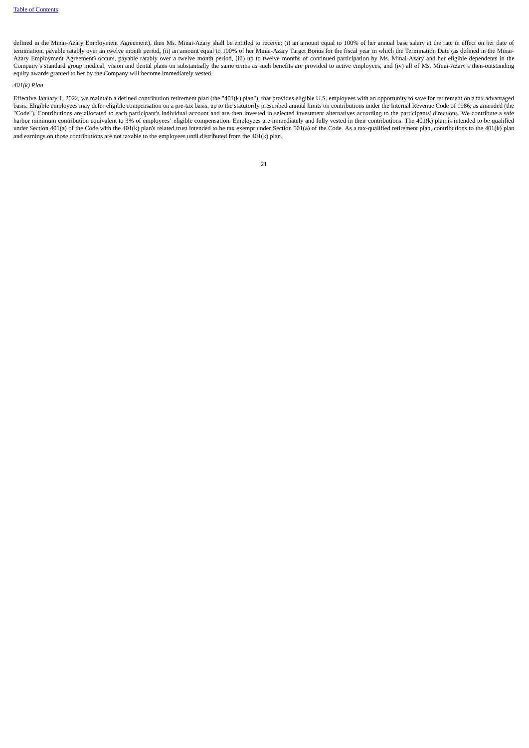defined in the Minai-Azary Employment Agreement), then Ms. Minai-Azary shall be entitled to receive: (i) an amount equal to 100% of her annual base salary at the rate in effect on her date of termination, payable ratably over an twelve month period, (ii) an amount equal to 100% of her Minai-Azary Target Bonus for the fiscal year in which the Termination Date (as defined in the Minai-Azary Employment Agreement) occurs, payable ratably over a twelve month period, (iii) up to twelve months of continued participation by Ms. Minai-Azary and her eligible dependents in the Company's standard group medical, vision and dental plans on substantially the same terms as such benefits are provided to active employees, and (iv) all of Ms. Minai-Azary's then-outstanding equity awards granted to her by the Company will become immediately vested.

*401(k) Plan*

Effective January 1, 2022, we maintain a defined contribution retirement plan (the "401(k) plan"), that provides eligible U.S. employees with an opportunity to save for retirement on a tax advantaged basis. Eligible employees may defer eligible compensation on a pre-tax basis, up to the statutorily prescribed annual limits on contributions under the Internal Revenue Code of 1986, as amended (the "Code"). Contributions are allocated to each participant's individual account and are then invested in selected investment alternatives according to the participants' directions. We contribute a safe harbor minimum contribution equivalent to 3% of employees' eligible compensation. Employees are immediately and fully vested in their contributions. The 401(k) plan is intended to be qualified under Section 401(a) of the Code with the 401(k) plan's related trust intended to be tax exempt under Section 501(a) of the Code. As a tax-qualified retirement plan, contributions to the 401(k) plan and earnings on those contributions are not taxable to the employees until distributed from the 401(k) plan.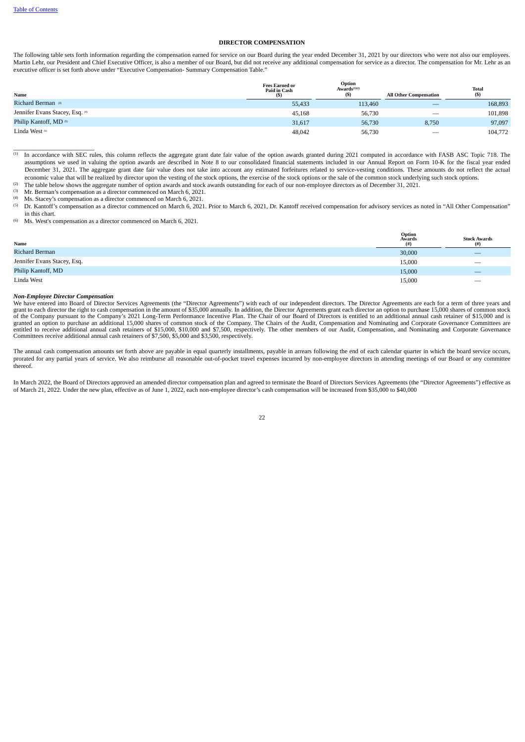## DIRECTOR COMPENSATION

The following table sets forth information regarding the compensation earned for service on our Board during the year ended December 31, 2021 by our directors who were not also our employees. Martin Lehr, our President and Chief Executive Officer, is also a member of our Board, but did not receive any additional compensation for service as a director. The compensation for Mr. Lehr as an executive officer is set forth above under "Executive Compensation- Summary Compensation Table."

| Name | Fees Earned or Paid in Cash ($) | Option Awards[(1)(2)] ($) | All Other Compensation | Total ($) |
|---|---|---|---|---|
| Richard Berman [(3)] | 55,433 | 113,460 | — | 168,893 |
| Jennifer Evans Stacey, Esq. [(4)] | 45,168 | 56,730 | — | 101,898 |
| Philip Kantoff, MD [(5)] | 31,617 | 56,730 | 8,750 | 97,097 |
| Linda West [(6)] | 48,042 | 56,730 | — | 104,772 |

(1) In accordance with SEC rules, this column reflects the aggregate grant date fair value of the option awards granted during 2021 computed in accordance with FASB ASC Topic 718. The assumptions we used in valuing the option awards are described in Note 8 to our consolidated financial statements included in our Annual Report on Form 10-K for the fiscal year ended December 31, 2021. The aggregate grant date fair value does not take into account any estimated forfeitures related to service-vesting conditions. These amounts do not reflect the actual economic value that will be realized by director upon the vesting of the stock options, the exercise of the stock options or the sale of the common stock underlying such stock options.

(2) The table below shows the aggregate number of option awards and stock awards outstanding for each of our non-employee directors as of December 31, 2021.

(3) Mr. Berman's compensation as a director commenced on March 6, 2021.

(4) Ms. Stacey's compensation as a director commenced on March 6, 2021.

(5) Dr. Kantoff's compensation as a director commenced on March 6, 2021. Prior to March 6, 2021, Dr. Kantoff received compensation for advisory services as noted in "All Other Compensation" in this chart.

(6) Ms. West's compensation as a director commenced on March 6, 2021.

| Name | Option Awards (#) | Stock Awards (#) |
|---|---|---|
| Richard Berman | 30,000 | — |
| Jennifer Evans Stacey, Esq. | 15,000 | — |
| Philip Kantoff, MD | 15,000 | — |
| Linda West | 15,000 | — |

***Non-Employee Director Compensation***

We have entered into Board of Director Services Agreements (the "Director Agreements") with each of our independent directors. The Director Agreements are each for a term of three years and grant to each director the right to cash compensation in the amount of $35,000 annually. In addition, the Director Agreements grant each director an option to purchase 15,000 shares of common stock of the Company pursuant to the Company's 2021 Long-Term Performance Incentive Plan. The Chair of our Board of Directors is entitled to an additional annual cash retainer of $15,000 and is granted an option to purchase an additional 15,000 shares of common stock of the Company. The Chairs of the Audit, Compensation and Nominating and Corporate Governance Committees are entitled to receive additional annual cash retainers of $15,000, $10,000 and $7,500, respectively. The other members of our Audit, Compensation, and Nominating and Corporate Governance Committees receive additional annual cash retainers of $7,500, $5,000 and $3,500, respectively.

The annual cash compensation amounts set forth above are payable in equal quarterly installments, payable in arrears following the end of each calendar quarter in which the board service occurs, prorated for any partial years of service. We also reimburse all reasonable out-of-pocket travel expenses incurred by non-employee directors in attending meetings of our Board or any committee thereof.

In March 2022, the Board of Directors approved an amended director compensation plan and agreed to terminate the Board of Directors Services Agreements (the "Director Agreements") effective as of March 21, 2022. Under the new plan, effective as of June 1, 2022, each non-employee director's cash compensation will be increased from $35,000 to $40,000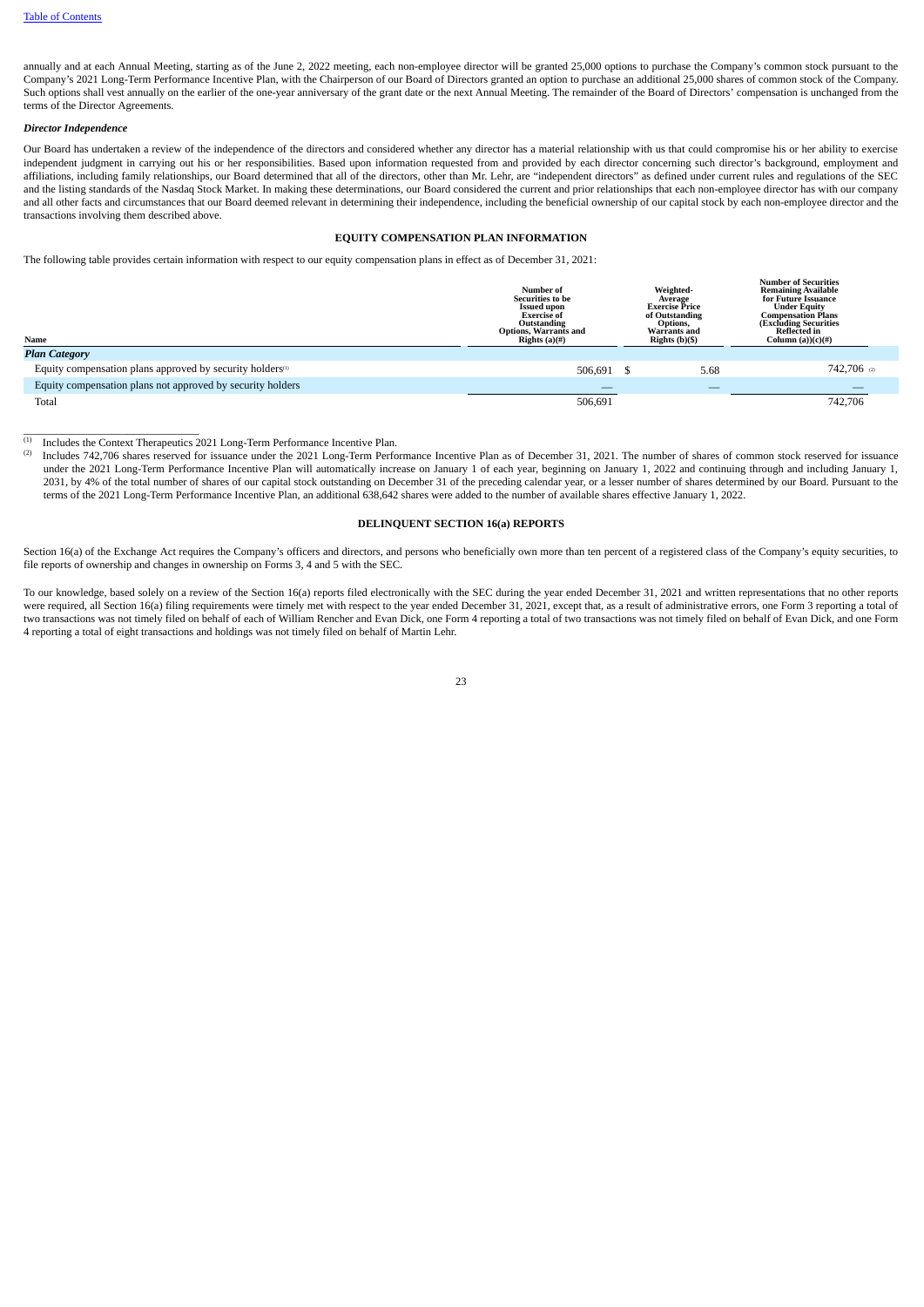annually and at each Annual Meeting, starting as of the June 2, 2022 meeting, each non-employee director will be granted 25,000 options to purchase the Company's common stock pursuant to the Company's 2021 Long-Term Performance Incentive Plan, with the Chairperson of our Board of Directors granted an option to purchase an additional 25,000 shares of common stock of the Company. Such options shall vest annually on the earlier of the one-year anniversary of the grant date or the next Annual Meeting. The remainder of the Board of Directors' compensation is unchanged from the terms of the Director Agreements.

***Director Independence***

Our Board has undertaken a review of the independence of the directors and considered whether any director has a material relationship with us that could compromise his or her ability to exercise independent judgment in carrying out his or her responsibilities. Based upon information requested from and provided by each director concerning such director's background, employment and affiliations, including family relationships, our Board determined that all of the directors, other than Mr. Lehr, are "independent directors" as defined under current rules and regulations of the SEC and the listing standards of the Nasdaq Stock Market. In making these determinations, our Board considered the current and prior relationships that each non-employee director has with our company and all other facts and circumstances that our Board deemed relevant in determining their independence, including the beneficial ownership of our capital stock by each non-employee director and the transactions involving them described above.

## EQUITY COMPENSATION PLAN INFORMATION

The following table provides certain information with respect to our equity compensation plans in effect as of December 31, 2021:

| Name | Number of Securities to be Issued upon Exercise of Outstanding Options, Warrants and Rights (a)(#) | Weighted-Average Exercise Price of Outstanding Options, Warrants and Rights (b)($) | Number of Securities Remaining Available for Future Issuance Under Equity Compensation Plans (Excluding Securities Reflected in Column (a))(c)(#) |
|---|---|---|---|
| ***Plan Category*** | | | |
| Equity compensation plans approved by security holders[1] | 506,691 | $ 5.68 | 742,706 [2] |
| Equity compensation plans not approved by security holders | — | — | — |
| Total | 506,691 | | 742,706 |

(1) Includes the Context Therapeutics 2021 Long-Term Performance Incentive Plan.

(2) Includes 742,706 shares reserved for issuance under the 2021 Long-Term Performance Incentive Plan as of December 31, 2021. The number of shares of common stock reserved for issuance under the 2021 Long-Term Performance Incentive Plan will automatically increase on January 1 of each year, beginning on January 1, 2022 and continuing through and including January 1, 2031, by 4% of the total number of shares of our capital stock outstanding on December 31 of the preceding calendar year, or a lesser number of shares determined by our Board. Pursuant to the terms of the 2021 Long-Term Performance Incentive Plan, an additional 638,642 shares were added to the number of available shares effective January 1, 2022.

## DELINQUENT SECTION 16(a) REPORTS

Section 16(a) of the Exchange Act requires the Company's officers and directors, and persons who beneficially own more than ten percent of a registered class of the Company's equity securities, to file reports of ownership and changes in ownership on Forms 3, 4 and 5 with the SEC.

To our knowledge, based solely on a review of the Section 16(a) reports filed electronically with the SEC during the year ended December 31, 2021 and written representations that no other reports were required, all Section 16(a) filing requirements were timely met with respect to the year ended December 31, 2021, except that, as a result of administrative errors, one Form 3 reporting a total of two transactions was not timely filed on behalf of each of William Rencher and Evan Dick, one Form 4 reporting a total of two transactions was not timely filed on behalf of Evan Dick, and one Form 4 reporting a total of eight transactions and holdings was not timely filed on behalf of Martin Lehr.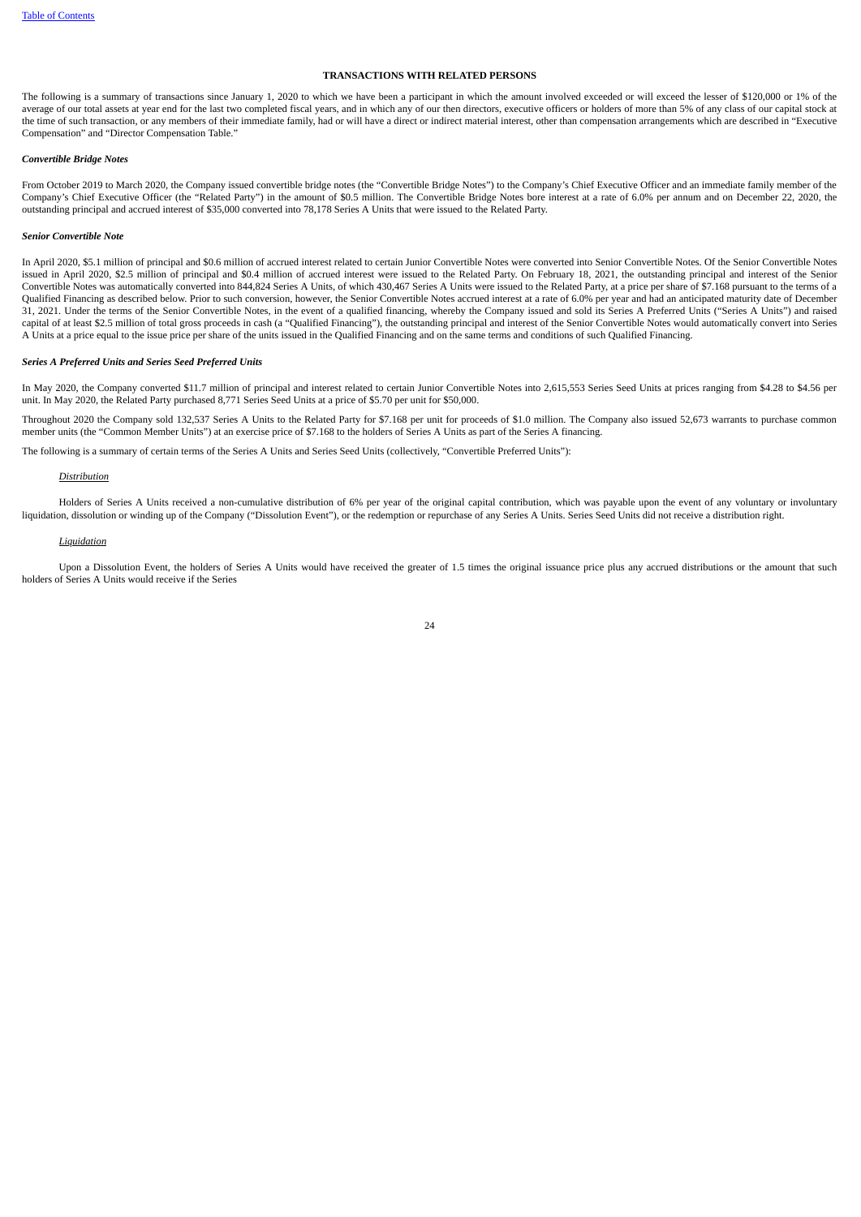## TRANSACTIONS WITH RELATED PERSONS

The following is a summary of transactions since January 1, 2020 to which we have been a participant in which the amount involved exceeded or will exceed the lesser of $120,000 or 1% of the average of our total assets at year end for the last two completed fiscal years, and in which any of our then directors, executive officers or holders of more than 5% of any class of our capital stock at the time of such transaction, or any members of their immediate family, had or will have a direct or indirect material interest, other than compensation arrangements which are described in "Executive Compensation" and "Director Compensation Table."

***Convertible Bridge Notes***

From October 2019 to March 2020, the Company issued convertible bridge notes (the "Convertible Bridge Notes") to the Company's Chief Executive Officer and an immediate family member of the Company's Chief Executive Officer (the "Related Party") in the amount of $0.5 million. The Convertible Bridge Notes bore interest at a rate of 6.0% per annum and on December 22, 2020, the outstanding principal and accrued interest of $35,000 converted into 78,178 Series A Units that were issued to the Related Party.

***Senior Convertible Note***

In April 2020, $5.1 million of principal and $0.6 million of accrued interest related to certain Junior Convertible Notes were converted into Senior Convertible Notes. Of the Senior Convertible Notes issued in April 2020, $2.5 million of principal and $0.4 million of accrued interest were issued to the Related Party. On February 18, 2021, the outstanding principal and interest of the Senior Convertible Notes was automatically converted into 844,824 Series A Units, of which 430,467 Series A Units were issued to the Related Party, at a price per share of $7.168 pursuant to the terms of a Qualified Financing as described below. Prior to such conversion, however, the Senior Convertible Notes accrued interest at a rate of 6.0% per year and had an anticipated maturity date of December 31, 2021. Under the terms of the Senior Convertible Notes, in the event of a qualified financing, whereby the Company issued and sold its Series A Preferred Units ("Series A Units") and raised capital of at least $2.5 million of total gross proceeds in cash (a "Qualified Financing"), the outstanding principal and interest of the Senior Convertible Notes would automatically convert into Series A Units at a price equal to the issue price per share of the units issued in the Qualified Financing and on the same terms and conditions of such Qualified Financing.

***Series A Preferred Units and Series Seed Preferred Units***

In May 2020, the Company converted $11.7 million of principal and interest related to certain Junior Convertible Notes into 2,615,553 Series Seed Units at prices ranging from $4.28 to $4.56 per unit. In May 2020, the Related Party purchased 8,771 Series Seed Units at a price of $5.70 per unit for $50,000.

Throughout 2020 the Company sold 132,537 Series A Units to the Related Party for $7.168 per unit for proceeds of $1.0 million. The Company also issued 52,673 warrants to purchase common member units (the "Common Member Units") at an exercise price of $7.168 to the holders of Series A Units as part of the Series A financing.

The following is a summary of certain terms of the Series A Units and Series Seed Units (collectively, "Convertible Preferred Units"):

*Distribution*

Holders of Series A Units received a non-cumulative distribution of 6% per year of the original capital contribution, which was payable upon the event of any voluntary or involuntary liquidation, dissolution or winding up of the Company ("Dissolution Event"), or the redemption or repurchase of any Series A Units. Series Seed Units did not receive a distribution right.

*Liquidation*

Upon a Dissolution Event, the holders of Series A Units would have received the greater of 1.5 times the original issuance price plus any accrued distributions or the amount that such holders of Series A Units would receive if the Series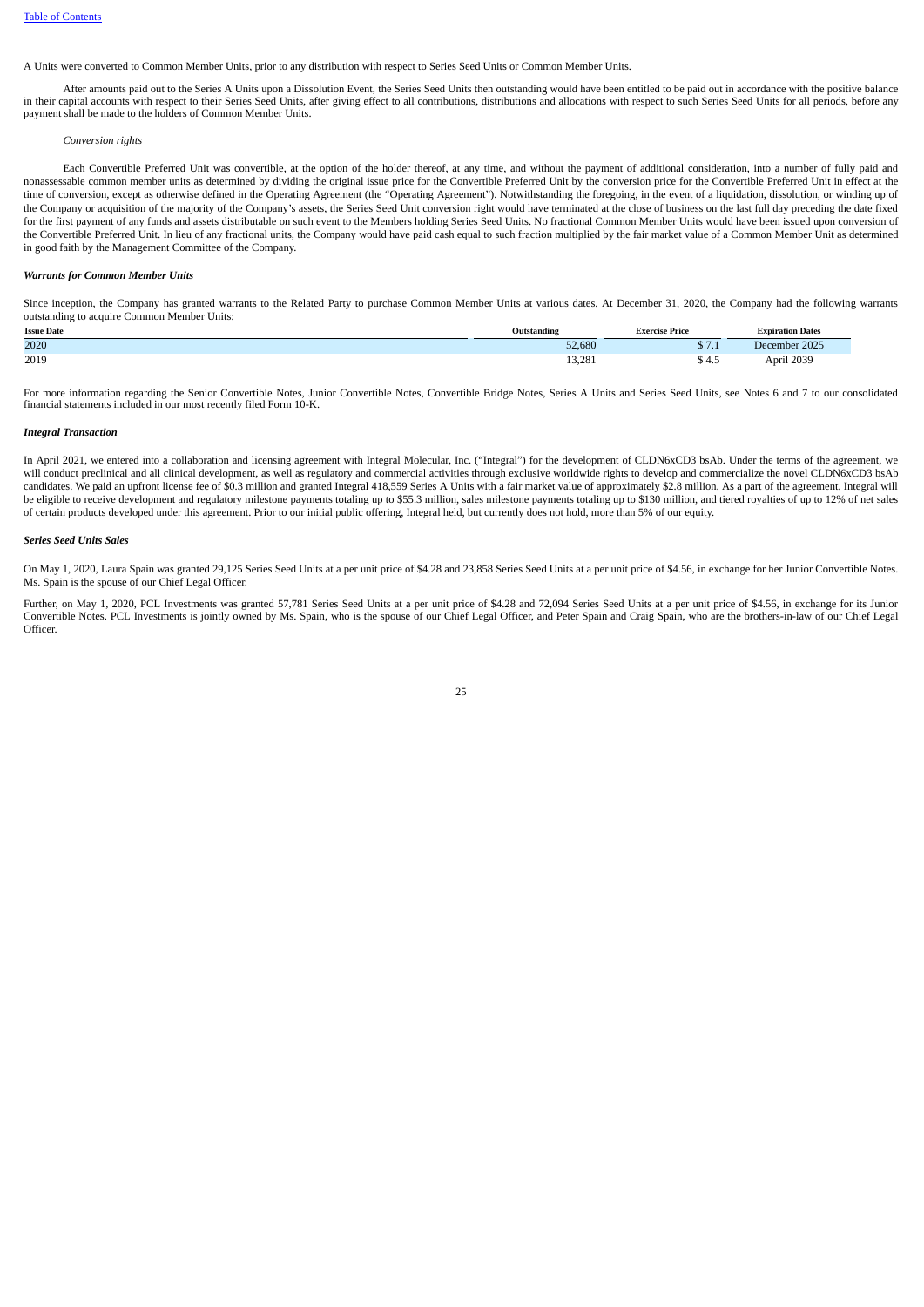A Units were converted to Common Member Units, prior to any distribution with respect to Series Seed Units or Common Member Units.

After amounts paid out to the Series A Units upon a Dissolution Event, the Series Seed Units then outstanding would have been entitled to be paid out in accordance with the positive balance in their capital accounts with respect to their Series Seed Units, after giving effect to all contributions, distributions and allocations with respect to such Series Seed Units for all periods, before any payment shall be made to the holders of Common Member Units.

*Conversion rights*

Each Convertible Preferred Unit was convertible, at the option of the holder thereof, at any time, and without the payment of additional consideration, into a number of fully paid and nonassessable common member units as determined by dividing the original issue price for the Convertible Preferred Unit by the conversion price for the Convertible Preferred Unit in effect at the time of conversion, except as otherwise defined in the Operating Agreement (the "Operating Agreement"). Notwithstanding the foregoing, in the event of a liquidation, dissolution, or winding up of the Company or acquisition of the majority of the Company's assets, the Series Seed Unit conversion right would have terminated at the close of business on the last full day preceding the date fixed for the first payment of any funds and assets distributable on such event to the Members holding Series Seed Units. No fractional Common Member Units would have been issued upon conversion of the Convertible Preferred Unit. In lieu of any fractional units, the Company would have paid cash equal to such fraction multiplied by the fair market value of a Common Member Unit as determined in good faith by the Management Committee of the Company.

***Warrants for Common Member Units***

Since inception, the Company has granted warrants to the Related Party to purchase Common Member Units at various dates. At December 31, 2020, the Company had the following warrants outstanding to acquire Common Member Units:

| Issue Date | Outstanding | Exercise Price | Expiration Dates |
|---|---|---|---|
| 2020 | 52,680 | $ 7.1 | December 2025 |
| 2019 | 13,281 | $ 4.5 | April 2039 |

For more information regarding the Senior Convertible Notes, Junior Convertible Notes, Convertible Bridge Notes, Series A Units and Series Seed Units, see Notes 6 and 7 to our consolidated financial statements included in our most recently filed Form 10-K.

***Integral Transaction***

In April 2021, we entered into a collaboration and licensing agreement with Integral Molecular, Inc. ("Integral") for the development of CLDN6xCD3 bsAb. Under the terms of the agreement, we will conduct preclinical and all clinical development, as well as regulatory and commercial activities through exclusive worldwide rights to develop and commercialize the novel CLDN6xCD3 bsAb candidates. We paid an upfront license fee of $0.3 million and granted Integral 418,559 Series A Units with a fair market value of approximately $2.8 million. As a part of the agreement, Integral will be eligible to receive development and regulatory milestone payments totaling up to $55.3 million, sales milestone payments totaling up to $130 million, and tiered royalties of up to 12% of net sales of certain products developed under this agreement. Prior to our initial public offering, Integral held, but currently does not hold, more than 5% of our equity.

***Series Seed Units Sales***

On May 1, 2020, Laura Spain was granted 29,125 Series Seed Units at a per unit price of $4.28 and 23,858 Series Seed Units at a per unit price of $4.56, in exchange for her Junior Convertible Notes. Ms. Spain is the spouse of our Chief Legal Officer.

Further, on May 1, 2020, PCL Investments was granted 57,781 Series Seed Units at a per unit price of $4.28 and 72,094 Series Seed Units at a per unit price of $4.56, in exchange for its Junior Convertible Notes. PCL Investments is jointly owned by Ms. Spain, who is the spouse of our Chief Legal Officer, and Peter Spain and Craig Spain, who are the brothers-in-law of our Chief Legal Officer.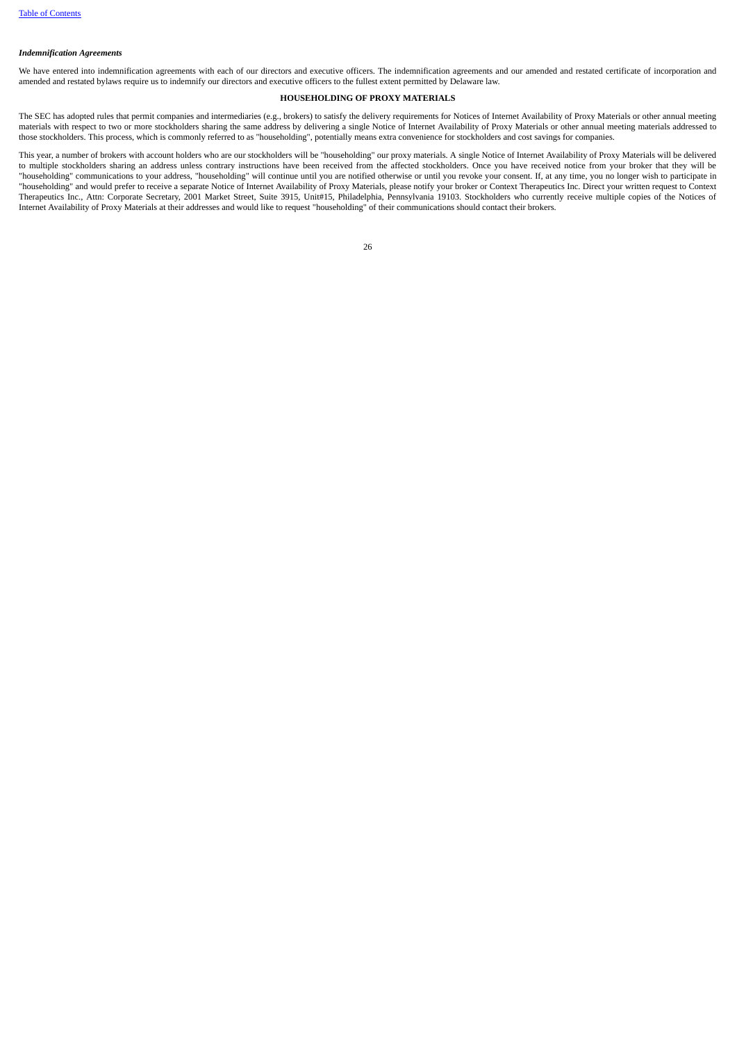### *Indemnification Agreements*

We have entered into indemnification agreements with each of our directors and executive officers. The indemnification agreements and our amended and restated certificate of incorporation and amended and restated bylaws require us to indemnify our directors and executive officers to the fullest extent permitted by Delaware law.

## HOUSEHOLDING OF PROXY MATERIALS

The SEC has adopted rules that permit companies and intermediaries (e.g., brokers) to satisfy the delivery requirements for Notices of Internet Availability of Proxy Materials or other annual meeting materials with respect to two or more stockholders sharing the same address by delivering a single Notice of Internet Availability of Proxy Materials or other annual meeting materials addressed to those stockholders. This process, which is commonly referred to as "householding", potentially means extra convenience for stockholders and cost savings for companies.

This year, a number of brokers with account holders who are our stockholders will be "householding" our proxy materials. A single Notice of Internet Availability of Proxy Materials will be delivered to multiple stockholders sharing an address unless contrary instructions have been received from the affected stockholders. Once you have received notice from your broker that they will be "householding" communications to your address, "householding" will continue until you are notified otherwise or until you revoke your consent. If, at any time, you no longer wish to participate in "householding" and would prefer to receive a separate Notice of Internet Availability of Proxy Materials, please notify your broker or Context Therapeutics Inc. Direct your written request to Context Therapeutics Inc., Attn: Corporate Secretary, 2001 Market Street, Suite 3915, Unit#15, Philadelphia, Pennsylvania 19103. Stockholders who currently receive multiple copies of the Notices of Internet Availability of Proxy Materials at their addresses and would like to request "householding" of their communications should contact their brokers.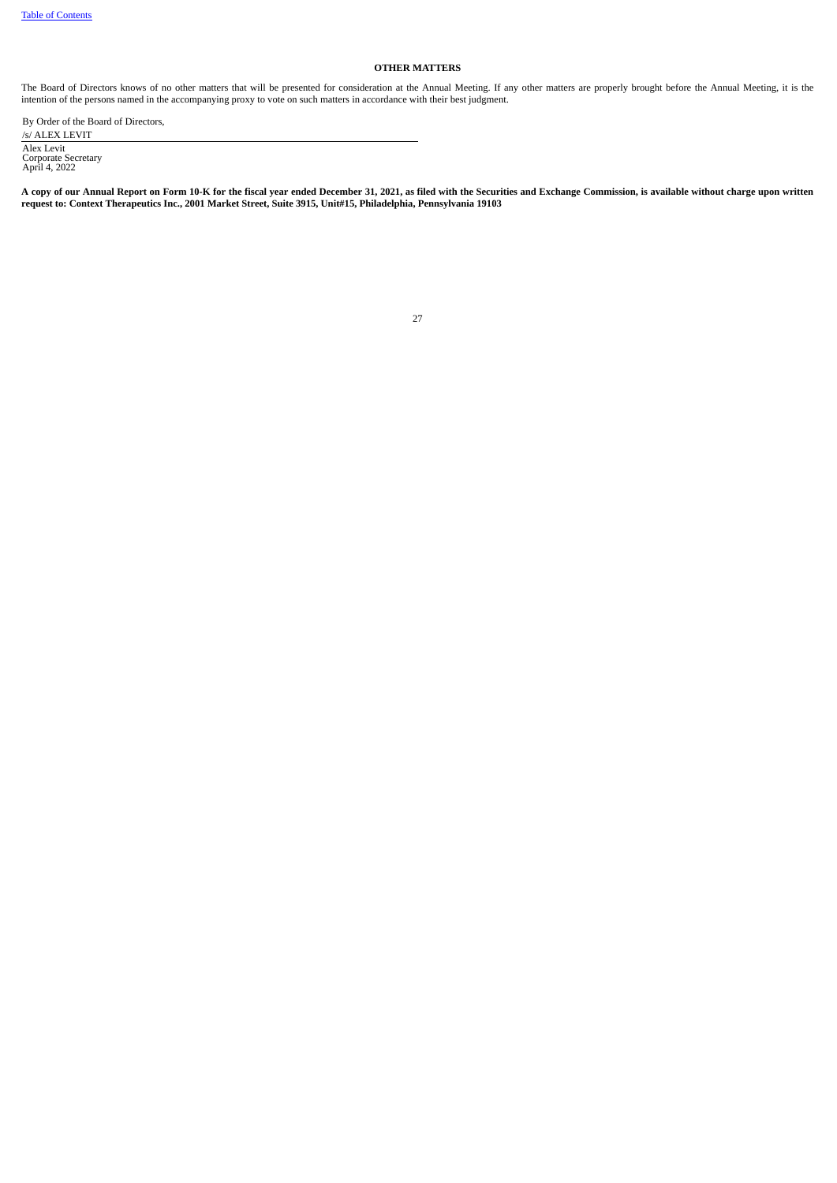## OTHER MATTERS

The Board of Directors knows of no other matters that will be presented for consideration at the Annual Meeting. If any other matters are properly brought before the Annual Meeting, it is the intention of the persons named in the accompanying proxy to vote on such matters in accordance with their best judgment.

By Order of the Board of Directors,

/s/ ALEX LEVIT

Alex Levit
Corporate Secretary
April 4, 2022

**A copy of our Annual Report on Form 10-K for the fiscal year ended December 31, 2021, as filed with the Securities and Exchange Commission, is available without charge upon written request to: Context Therapeutics Inc., 2001 Market Street, Suite 3915, Unit#15, Philadelphia, Pennsylvania 19103**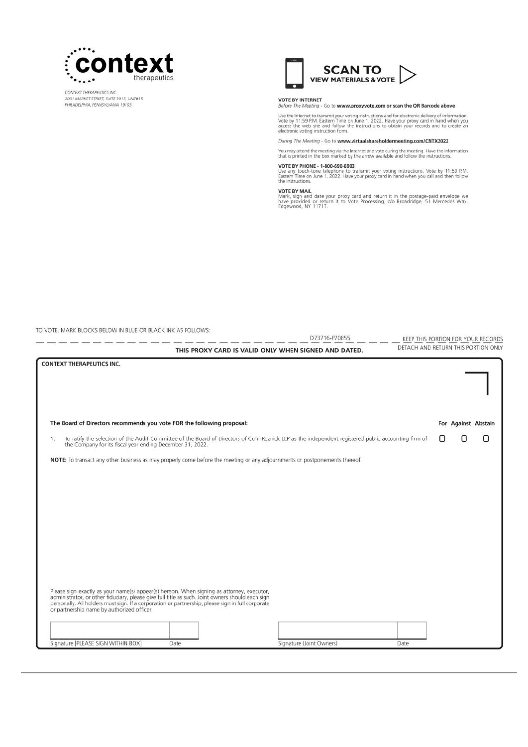**context** therapeutics

CONTEXT THERAPEUTICS INC.
2001 MARKET STREET, SUITE 3915, UNIT#15
PHILADELPHIA, PENNSYLVANIA 19103

**SCAN TO VIEW MATERIALS & VOTE**

**VOTE BY INTERNET**
*Before The Meeting* - Go to **www.proxyvote.com or scan the QR Barcode above**

Use the Internet to transmit your voting instructions and for electronic delivery of information. Vote by 11:59 P.M. Eastern Time on June 1, 2022. Have your proxy card in hand when you access the web site and follow the instructions to obtain your records and to create an electronic voting instruction form.

*During The Meeting* - Go to **www.virtualshareholdermeeting.com/CNTX2022**

You may attend the meeting via the Internet and vote during the meeting. Have the information that is printed in the box marked by the arrow available and follow the instructions.

**VOTE BY PHONE - 1-800-690-6903**
Use any touch-tone telephone to transmit your voting instructions. Vote by 11:59 P.M. Eastern Time on June 1, 2022. Have your proxy card in hand when you call and then follow the instructions.

**VOTE BY MAIL**
Mark, sign and date your proxy card and return it in the postage-paid envelope we have provided or return it to Vote Processing, c/o Broadridge, 51 Mercedes Way, Edgewood, NY 11717.

TO VOTE, MARK BLOCKS BELOW IN BLUE OR BLACK INK AS FOLLOWS:

D73716-P70855 KEEP THIS PORTION FOR YOUR RECORDS

**THIS PROXY CARD IS VALID ONLY WHEN SIGNED AND DATED.** DETACH AND RETURN THIS PORTION ONLY

**CONTEXT THERAPEUTICS INC.**

**The Board of Directors recommends you vote FOR the following proposal:**

| | For | Against | Abstain |
|---|---|---|---|
| 1. To ratify the selection of the Audit Committee of the Board of Directors of CohnReznick LLP as the independent registered public accounting firm of the Company for its fiscal year ending December 31, 2022. | ☐ | ☐ | ☐ |

**NOTE:** To transact any other business as may properly come before the meeting or any adjournments or postponements thereof.

Please sign exactly as your name(s) appear(s) hereon. When signing as attorney, executor, administrator, or other fiduciary, please give full title as such. Joint owners should each sign personally. All holders must sign. If a corporation or partnership, please sign in full corporate or partnership name by authorized officer.

| Signature [PLEASE SIGN WITHIN BOX] | Date | Signature (Joint Owners) | Date |
|---|---|---|---|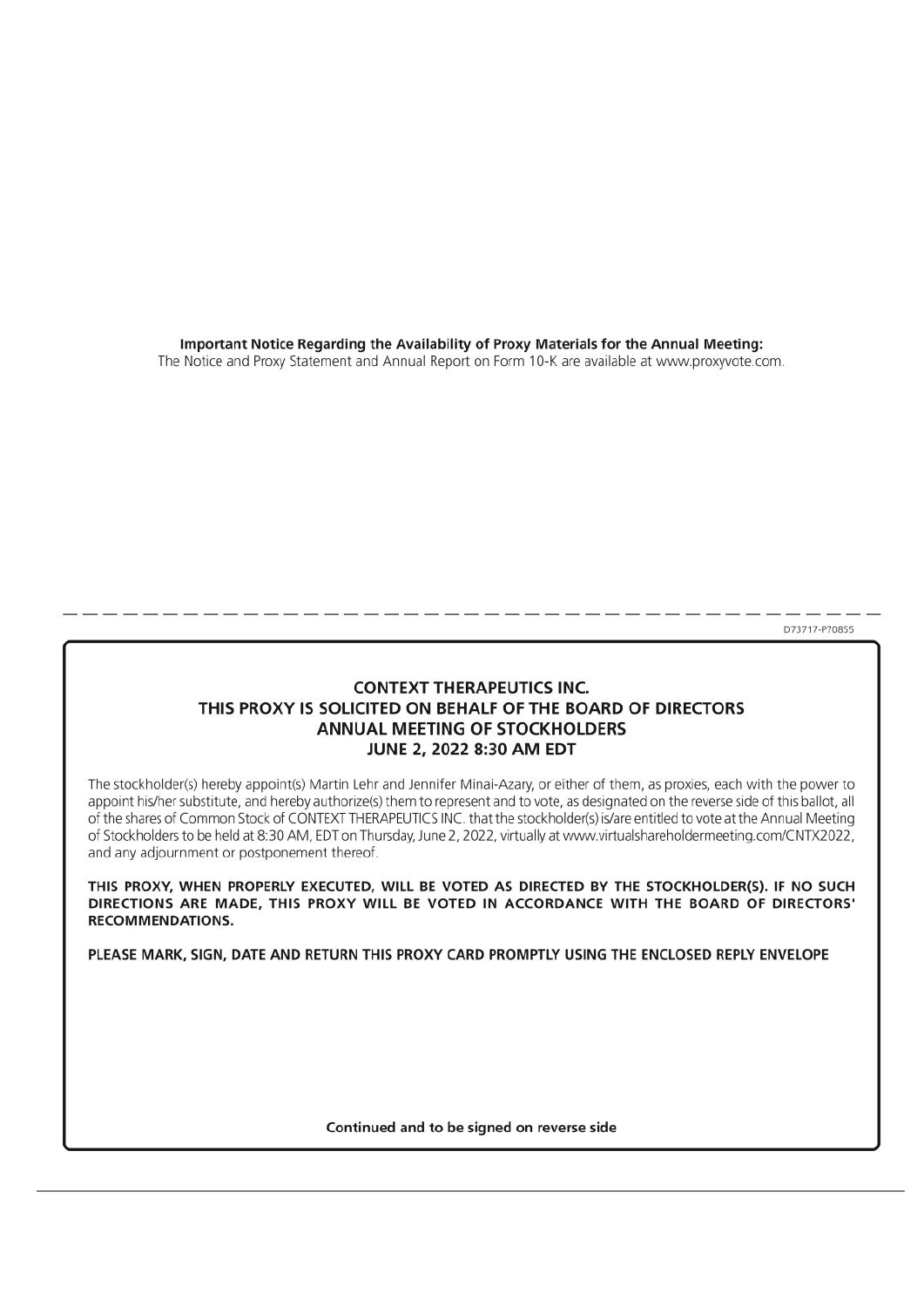**Important Notice Regarding the Availability of Proxy Materials for the Annual Meeting:**
The Notice and Proxy Statement and Annual Report on Form 10-K are available at www.proxyvote.com.

D73717-P70855

**CONTEXT THERAPEUTICS INC.**
**THIS PROXY IS SOLICITED ON BEHALF OF THE BOARD OF DIRECTORS**
**ANNUAL MEETING OF STOCKHOLDERS**
**JUNE 2, 2022 8:30 AM EDT**

The stockholder(s) hereby appoint(s) Martin Lehr and Jennifer Minai-Azary, or either of them, as proxies, each with the power to appoint his/her substitute, and hereby authorize(s) them to represent and to vote, as designated on the reverse side of this ballot, all of the shares of Common Stock of CONTEXT THERAPEUTICS INC. that the stockholder(s) is/are entitled to vote at the Annual Meeting of Stockholders to be held at 8:30 AM, EDT on Thursday, June 2, 2022, virtually at www.virtualshareholdermeeting.com/CNTX2022, and any adjournment or postponement thereof.

**THIS PROXY, WHEN PROPERLY EXECUTED, WILL BE VOTED AS DIRECTED BY THE STOCKHOLDER(S). IF NO SUCH DIRECTIONS ARE MADE, THIS PROXY WILL BE VOTED IN ACCORDANCE WITH THE BOARD OF DIRECTORS' RECOMMENDATIONS.**

**PLEASE MARK, SIGN, DATE AND RETURN THIS PROXY CARD PROMPTLY USING THE ENCLOSED REPLY ENVELOPE**

**Continued and to be signed on reverse side**